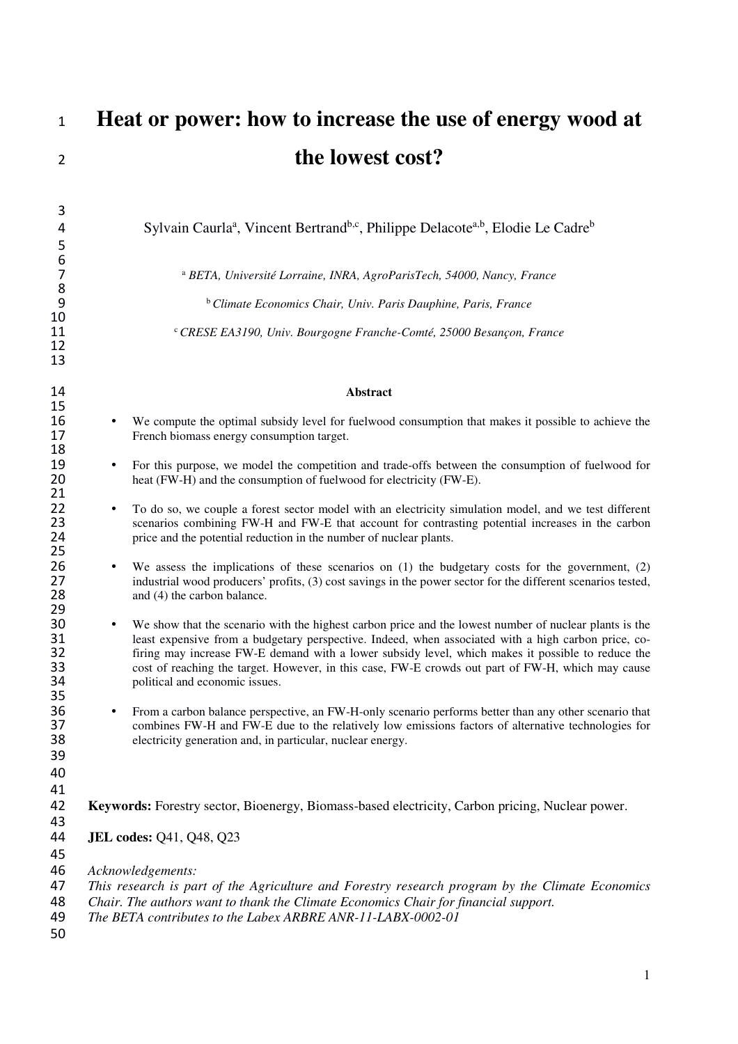# Heat or power: how to increase the use of energy wood at the lowest cost?

Sylvain Caurla[a], Vincent Bertrand[b,c], Philippe Delacote[a,b], Elodie Le Cadre[b]

[a] *BETA, Université Lorraine, INRA, AgroParisTech, 54000, Nancy, France*

[b] *Climate Economics Chair, Univ. Paris Dauphine, Paris, France*

[c] *CRESE EA3190, Univ. Bourgogne Franche-Comté, 25000 Besançon, France*

**Abstract**

- We compute the optimal subsidy level for fuelwood consumption that makes it possible to achieve the French biomass energy consumption target.
- For this purpose, we model the competition and trade-offs between the consumption of fuelwood for heat (FW-H) and the consumption of fuelwood for electricity (FW-E).
- To do so, we couple a forest sector model with an electricity simulation model, and we test different scenarios combining FW-H and FW-E that account for contrasting potential increases in the carbon price and the potential reduction in the number of nuclear plants.
- We assess the implications of these scenarios on (1) the budgetary costs for the government, (2) industrial wood producers' profits, (3) cost savings in the power sector for the different scenarios tested, and (4) the carbon balance.
- We show that the scenario with the highest carbon price and the lowest number of nuclear plants is the least expensive from a budgetary perspective. Indeed, when associated with a high carbon price, co-firing may increase FW-E demand with a lower subsidy level, which makes it possible to reduce the cost of reaching the target. However, in this case, FW-E crowds out part of FW-H, which may cause political and economic issues.
- From a carbon balance perspective, an FW-H-only scenario performs better than any other scenario that combines FW-H and FW-E due to the relatively low emissions factors of alternative technologies for electricity generation and, in particular, nuclear energy.

**Keywords:** Forestry sector, Bioenergy, Biomass-based electricity, Carbon pricing, Nuclear power.

**JEL codes:** Q41, Q48, Q23

*Acknowledgements:*
*This research is part of the Agriculture and Forestry research program by the Climate Economics Chair. The authors want to thank the Climate Economics Chair for financial support.*
*The BETA contributes to the Labex ARBRE ANR-11-LABX-0002-01*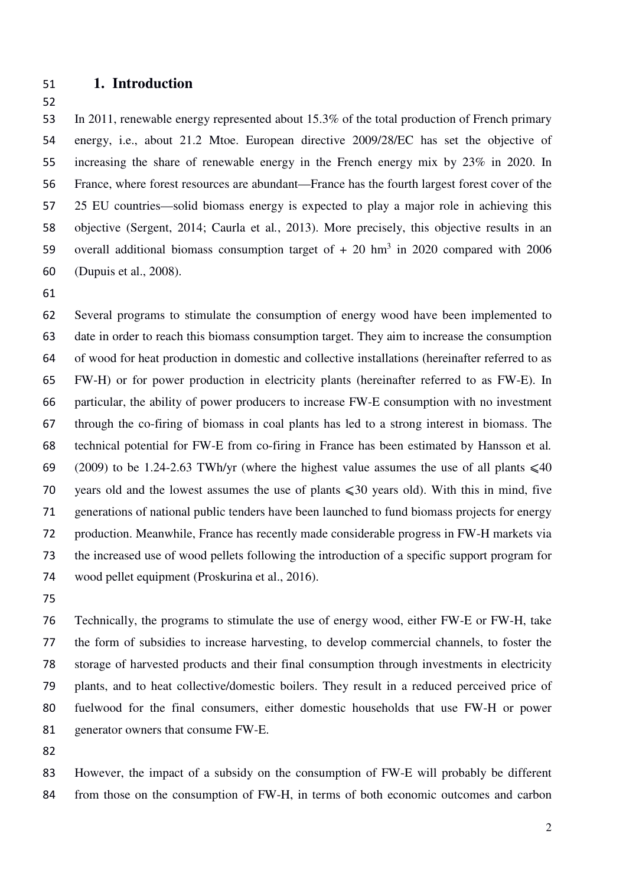# 1. Introduction

In 2011, renewable energy represented about 15.3% of the total production of French primary energy, i.e., about 21.2 Mtoe. European directive 2009/28/EC has set the objective of increasing the share of renewable energy in the French energy mix by 23% in 2020. In France, where forest resources are abundant—France has the fourth largest forest cover of the 25 EU countries—solid biomass energy is expected to play a major role in achieving this objective (Sergent, 2014; Caurla et al., 2013). More precisely, this objective results in an overall additional biomass consumption target of + 20 $hm^3$ in 2020 compared with 2006 (Dupuis et al., 2008).

Several programs to stimulate the consumption of energy wood have been implemented to date in order to reach this biomass consumption target. They aim to increase the consumption of wood for heat production in domestic and collective installations (hereinafter referred to as FW-H) or for power production in electricity plants (hereinafter referred to as FW-E). In particular, the ability of power producers to increase FW-E consumption with no investment through the co-firing of biomass in coal plants has led to a strong interest in biomass. The technical potential for FW-E from co-firing in France has been estimated by Hansson et al*.* (2009) to be 1.24-2.63 TWh/yr (where the highest value assumes the use of all plants $\leqslant$40 years old and the lowest assumes the use of plants $\leqslant$30 years old). With this in mind, five generations of national public tenders have been launched to fund biomass projects for energy production. Meanwhile, France has recently made considerable progress in FW-H markets via the increased use of wood pellets following the introduction of a specific support program for wood pellet equipment (Proskurina et al., 2016).

Technically, the programs to stimulate the use of energy wood, either FW-E or FW-H, take the form of subsidies to increase harvesting, to develop commercial channels, to foster the storage of harvested products and their final consumption through investments in electricity plants, and to heat collective/domestic boilers. They result in a reduced perceived price of fuelwood for the final consumers, either domestic households that use FW-H or power generator owners that consume FW-E.

However, the impact of a subsidy on the consumption of FW-E will probably be different from those on the consumption of FW-H, in terms of both economic outcomes and carbon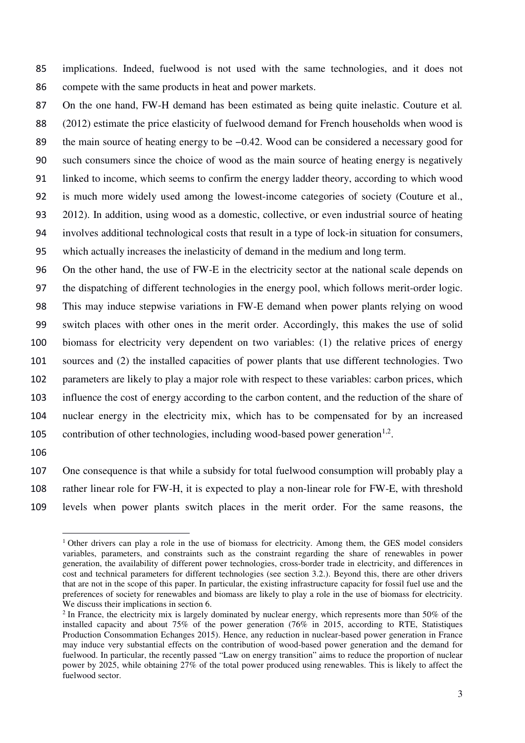implications. Indeed, fuelwood is not used with the same technologies, and it does not compete with the same products in heat and power markets.

On the one hand, FW-H demand has been estimated as being quite inelastic. Couture et al. (2012) estimate the price elasticity of fuelwood demand for French households when wood is the main source of heating energy to be −0.42. Wood can be considered a necessary good for such consumers since the choice of wood as the main source of heating energy is negatively linked to income, which seems to confirm the energy ladder theory, according to which wood is much more widely used among the lowest-income categories of society (Couture et al., 2012). In addition, using wood as a domestic, collective, or even industrial source of heating involves additional technological costs that result in a type of lock-in situation for consumers, which actually increases the inelasticity of demand in the medium and long term.

On the other hand, the use of FW-E in the electricity sector at the national scale depends on the dispatching of different technologies in the energy pool, which follows merit-order logic. This may induce stepwise variations in FW-E demand when power plants relying on wood switch places with other ones in the merit order. Accordingly, this makes the use of solid biomass for electricity very dependent on two variables: (1) the relative prices of energy sources and (2) the installed capacities of power plants that use different technologies. Two parameters are likely to play a major role with respect to these variables: carbon prices, which influence the cost of energy according to the carbon content, and the reduction of the share of nuclear energy in the electricity mix, which has to be compensated for by an increased contribution of other technologies, including wood-based power generation[1,2].

One consequence is that while a subsidy for total fuelwood consumption will probably play a rather linear role for FW-H, it is expected to play a non-linear role for FW-E, with threshold levels when power plants switch places in the merit order. For the same reasons, the

[1] Other drivers can play a role in the use of biomass for electricity. Among them, the GES model considers variables, parameters, and constraints such as the constraint regarding the share of renewables in power generation, the availability of different power technologies, cross-border trade in electricity, and differences in cost and technical parameters for different technologies (see section 3.2.). Beyond this, there are other drivers that are not in the scope of this paper. In particular, the existing infrastructure capacity for fossil fuel use and the preferences of society for renewables and biomass are likely to play a role in the use of biomass for electricity. We discuss their implications in section 6.

[2] In France, the electricity mix is largely dominated by nuclear energy, which represents more than 50% of the installed capacity and about 75% of the power generation (76% in 2015, according to RTE, Statistiques Production Consommation Echanges 2015). Hence, any reduction in nuclear-based power generation in France may induce very substantial effects on the contribution of wood-based power generation and the demand for fuelwood. In particular, the recently passed "Law on energy transition" aims to reduce the proportion of nuclear power by 2025, while obtaining 27% of the total power produced using renewables. This is likely to affect the fuelwood sector.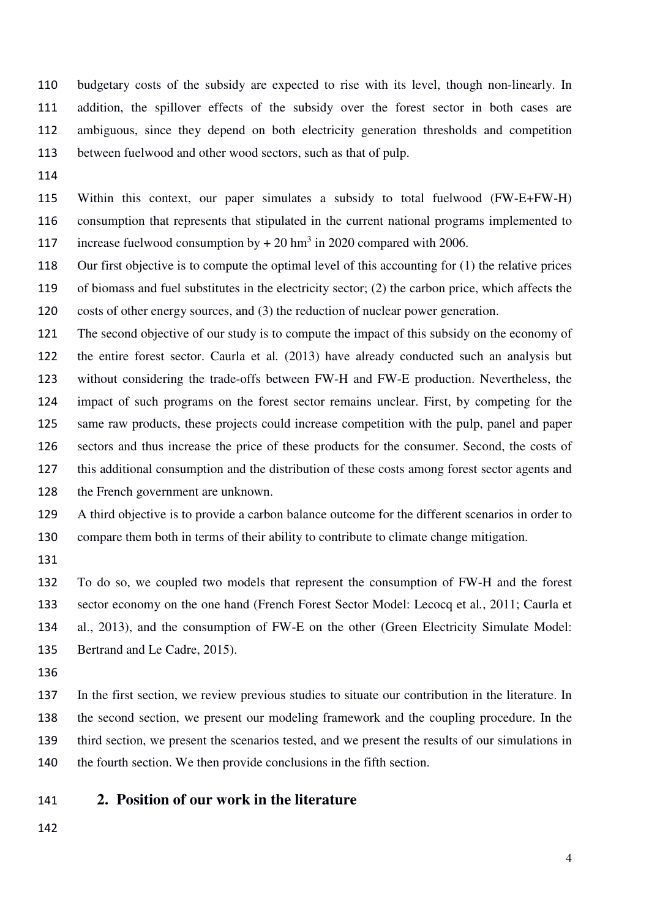budgetary costs of the subsidy are expected to rise with its level, though non-linearly. In addition, the spillover effects of the subsidy over the forest sector in both cases are ambiguous, since they depend on both electricity generation thresholds and competition between fuelwood and other wood sectors, such as that of pulp.

Within this context, our paper simulates a subsidy to total fuelwood (FW-E+FW-H) consumption that represents that stipulated in the current national programs implemented to increase fuelwood consumption by + 20 $hm^3$ in 2020 compared with 2006.

Our first objective is to compute the optimal level of this accounting for (1) the relative prices of biomass and fuel substitutes in the electricity sector; (2) the carbon price, which affects the costs of other energy sources, and (3) the reduction of nuclear power generation.

The second objective of our study is to compute the impact of this subsidy on the economy of the entire forest sector. Caurla et al. (2013) have already conducted such an analysis but without considering the trade-offs between FW-H and FW-E production. Nevertheless, the impact of such programs on the forest sector remains unclear. First, by competing for the same raw products, these projects could increase competition with the pulp, panel and paper sectors and thus increase the price of these products for the consumer. Second, the costs of this additional consumption and the distribution of these costs among forest sector agents and the French government are unknown.

A third objective is to provide a carbon balance outcome for the different scenarios in order to compare them both in terms of their ability to contribute to climate change mitigation.

To do so, we coupled two models that represent the consumption of FW-H and the forest sector economy on the one hand (French Forest Sector Model: Lecocq et al., 2011; Caurla et al., 2013), and the consumption of FW-E on the other (Green Electricity Simulate Model: Bertrand and Le Cadre, 2015).

In the first section, we review previous studies to situate our contribution in the literature. In the second section, we present our modeling framework and the coupling procedure. In the third section, we present the scenarios tested, and we present the results of our simulations in the fourth section. We then provide conclusions in the fifth section.

## 2. Position of our work in the literature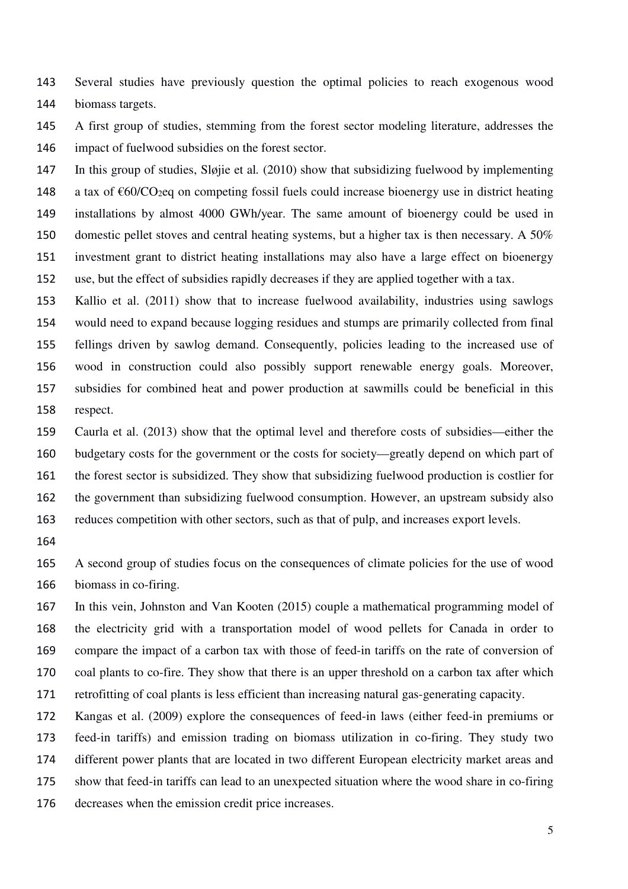Several studies have previously question the optimal policies to reach exogenous wood biomass targets.

A first group of studies, stemming from the forest sector modeling literature, addresses the impact of fuelwood subsidies on the forest sector.

In this group of studies, Sløjie et al. (2010) show that subsidizing fuelwood by implementing a tax of €60/$CO_2$eq on competing fossil fuels could increase bioenergy use in district heating installations by almost 4000 GWh/year. The same amount of bioenergy could be used in domestic pellet stoves and central heating systems, but a higher tax is then necessary. A 50% investment grant to district heating installations may also have a large effect on bioenergy use, but the effect of subsidies rapidly decreases if they are applied together with a tax.

Kallio et al. (2011) show that to increase fuelwood availability, industries using sawlogs would need to expand because logging residues and stumps are primarily collected from final fellings driven by sawlog demand. Consequently, policies leading to the increased use of wood in construction could also possibly support renewable energy goals. Moreover, subsidies for combined heat and power production at sawmills could be beneficial in this respect.

Caurla et al. (2013) show that the optimal level and therefore costs of subsidies—either the budgetary costs for the government or the costs for society—greatly depend on which part of the forest sector is subsidized. They show that subsidizing fuelwood production is costlier for the government than subsidizing fuelwood consumption. However, an upstream subsidy also reduces competition with other sectors, such as that of pulp, and increases export levels.

A second group of studies focus on the consequences of climate policies for the use of wood biomass in co-firing.

In this vein, Johnston and Van Kooten (2015) couple a mathematical programming model of the electricity grid with a transportation model of wood pellets for Canada in order to compare the impact of a carbon tax with those of feed-in tariffs on the rate of conversion of coal plants to co-fire. They show that there is an upper threshold on a carbon tax after which retrofitting of coal plants is less efficient than increasing natural gas-generating capacity.

Kangas et al. (2009) explore the consequences of feed-in laws (either feed-in premiums or feed-in tariffs) and emission trading on biomass utilization in co-firing. They study two different power plants that are located in two different European electricity market areas and show that feed-in tariffs can lead to an unexpected situation where the wood share in co-firing decreases when the emission credit price increases.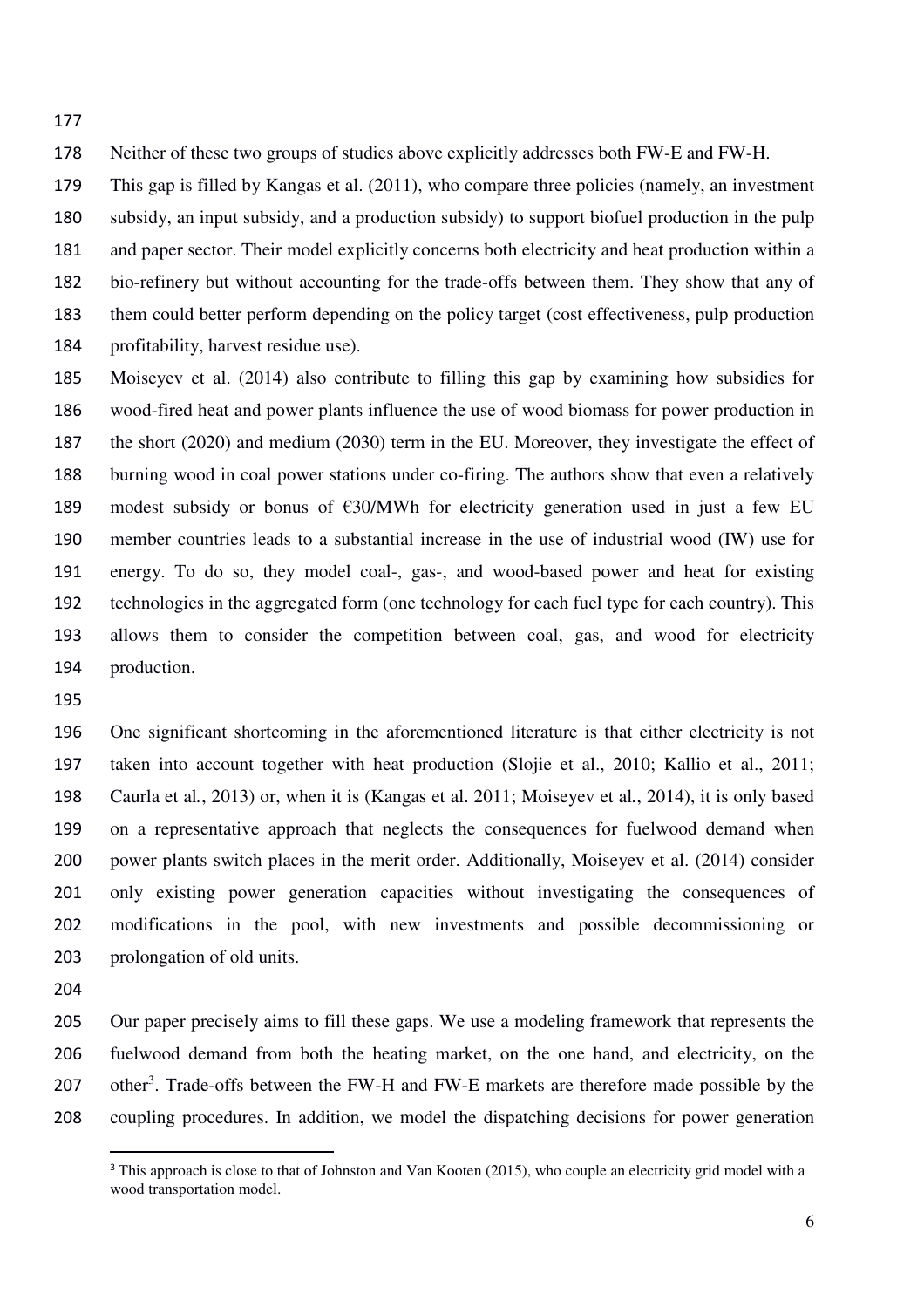Neither of these two groups of studies above explicitly addresses both FW-E and FW-H. This gap is filled by Kangas et al. (2011), who compare three policies (namely, an investment subsidy, an input subsidy, and a production subsidy) to support biofuel production in the pulp and paper sector. Their model explicitly concerns both electricity and heat production within a bio-refinery but without accounting for the trade-offs between them. They show that any of them could better perform depending on the policy target (cost effectiveness, pulp production profitability, harvest residue use).

Moiseyev et al. (2014) also contribute to filling this gap by examining how subsidies for wood-fired heat and power plants influence the use of wood biomass for power production in the short (2020) and medium (2030) term in the EU. Moreover, they investigate the effect of burning wood in coal power stations under co-firing. The authors show that even a relatively modest subsidy or bonus of €30/MWh for electricity generation used in just a few EU member countries leads to a substantial increase in the use of industrial wood (IW) use for energy. To do so, they model coal-, gas-, and wood-based power and heat for existing technologies in the aggregated form (one technology for each fuel type for each country). This allows them to consider the competition between coal, gas, and wood for electricity production.

One significant shortcoming in the aforementioned literature is that either electricity is not taken into account together with heat production (Slojie et al., 2010; Kallio et al., 2011; Caurla et al., 2013) or, when it is (Kangas et al. 2011; Moiseyev et al., 2014), it is only based on a representative approach that neglects the consequences for fuelwood demand when power plants switch places in the merit order. Additionally, Moiseyev et al. (2014) consider only existing power generation capacities without investigating the consequences of modifications in the pool, with new investments and possible decommissioning or prolongation of old units.

Our paper precisely aims to fill these gaps. We use a modeling framework that represents the fuelwood demand from both the heating market, on the one hand, and electricity, on the other[3]. Trade-offs between the FW-H and FW-E markets are therefore made possible by the coupling procedures. In addition, we model the dispatching decisions for power generation

[3] This approach is close to that of Johnston and Van Kooten (2015), who couple an electricity grid model with a wood transportation model.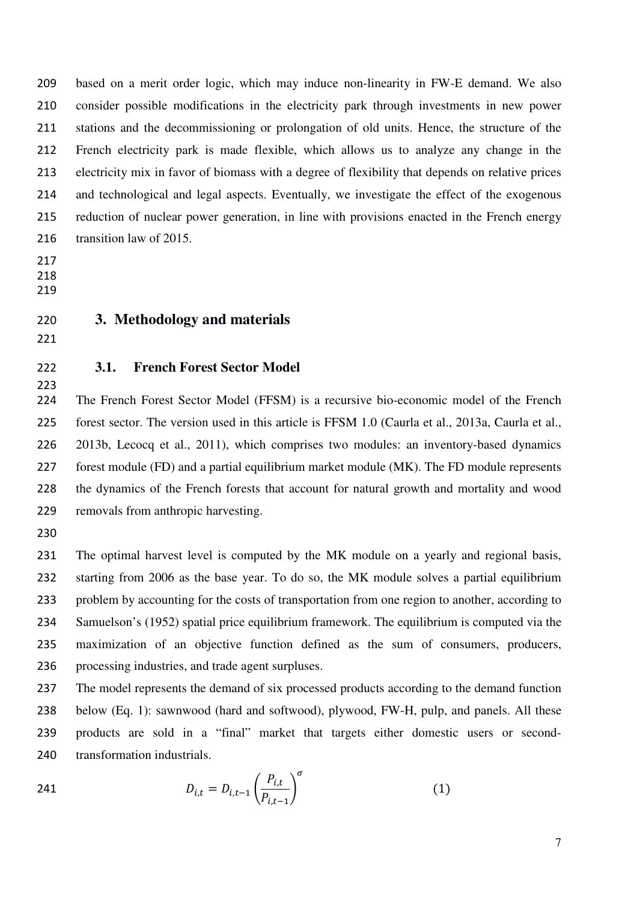based on a merit order logic, which may induce non-linearity in FW-E demand. We also consider possible modifications in the electricity park through investments in new power stations and the decommissioning or prolongation of old units. Hence, the structure of the French electricity park is made flexible, which allows us to analyze any change in the electricity mix in favor of biomass with a degree of flexibility that depends on relative prices and technological and legal aspects. Eventually, we investigate the effect of the exogenous reduction of nuclear power generation, in line with provisions enacted in the French energy transition law of 2015.

## 3. Methodology and materials

### 3.1. French Forest Sector Model

The French Forest Sector Model (FFSM) is a recursive bio-economic model of the French forest sector. The version used in this article is FFSM 1.0 (Caurla et al., 2013a, Caurla et al., 2013b, Lecocq et al., 2011), which comprises two modules: an inventory-based dynamics forest module (FD) and a partial equilibrium market module (MK). The FD module represents the dynamics of the French forests that account for natural growth and mortality and wood removals from anthropic harvesting.

The optimal harvest level is computed by the MK module on a yearly and regional basis, starting from 2006 as the base year. To do so, the MK module solves a partial equilibrium problem by accounting for the costs of transportation from one region to another, according to Samuelson's (1952) spatial price equilibrium framework. The equilibrium is computed via the maximization of an objective function defined as the sum of consumers, producers, processing industries, and trade agent surpluses.

The model represents the demand of six processed products according to the demand function below (Eq. 1): sawnwood (hard and softwood), plywood, FW-H, pulp, and panels. All these products are sold in a "final" market that targets either domestic users or second-transformation industrials.

$$D_{i,t} = D_{i,t-1}\left(\frac{P_{i,t}}{P_{i,t-1}}\right)^{\sigma} \qquad (1)$$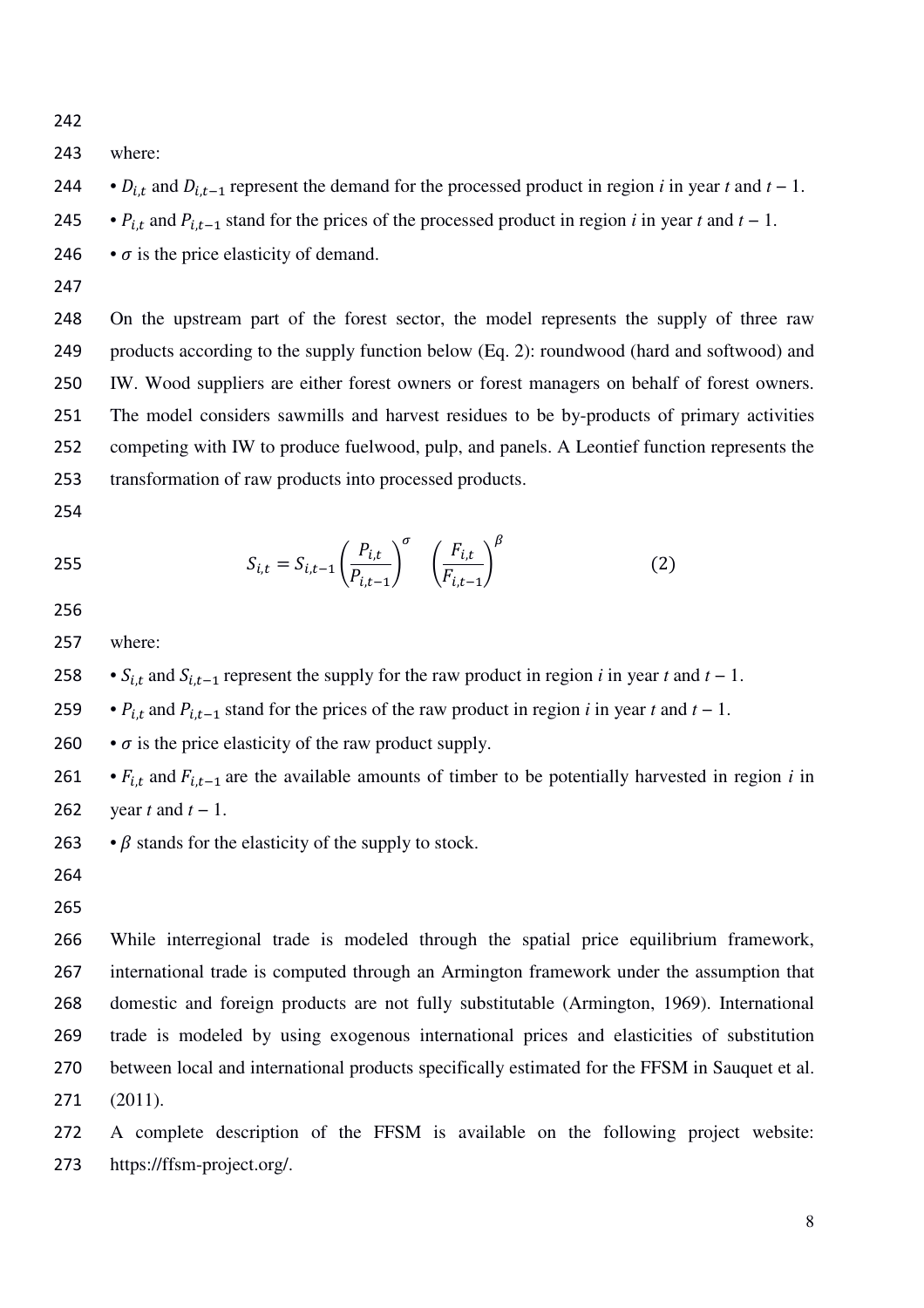where:

- $D_{i,t}$ and $D_{i,t-1}$ represent the demand for the processed product in region $i$ in year $t$ and $t-1$.
- $P_{i,t}$ and $P_{i,t-1}$ stand for the prices of the processed product in region $i$ in year $t$ and $t-1$.
- $\sigma$ is the price elasticity of demand.

On the upstream part of the forest sector, the model represents the supply of three raw products according to the supply function below (Eq. 2): roundwood (hard and softwood) and IW. Wood suppliers are either forest owners or forest managers on behalf of forest owners. The model considers sawmills and harvest residues to be by-products of primary activities competing with IW to produce fuelwood, pulp, and panels. A Leontief function represents the transformation of raw products into processed products.

$$S_{i,t} = S_{i,t-1} \left( \frac{P_{i,t}}{P_{i,t-1}} \right)^{\sigma} \left( \frac{F_{i,t}}{F_{i,t-1}} \right)^{\beta} \qquad (2)$$

where:

- $S_{i,t}$ and $S_{i,t-1}$ represent the supply for the raw product in region $i$ in year $t$ and $t-1$.
- $P_{i,t}$ and $P_{i,t-1}$ stand for the prices of the raw product in region $i$ in year $t$ and $t-1$.
- $\sigma$ is the price elasticity of the raw product supply.
- $F_{i,t}$ and $F_{i,t-1}$ are the available amounts of timber to be potentially harvested in region $i$ in year $t$ and $t-1$.
- $\beta$ stands for the elasticity of the supply to stock.

While interregional trade is modeled through the spatial price equilibrium framework, international trade is computed through an Armington framework under the assumption that domestic and foreign products are not fully substitutable (Armington, 1969). International trade is modeled by using exogenous international prices and elasticities of substitution between local and international products specifically estimated for the FFSM in Sauquet et al. (2011).

A complete description of the FFSM is available on the following project website: https://ffsm-project.org/.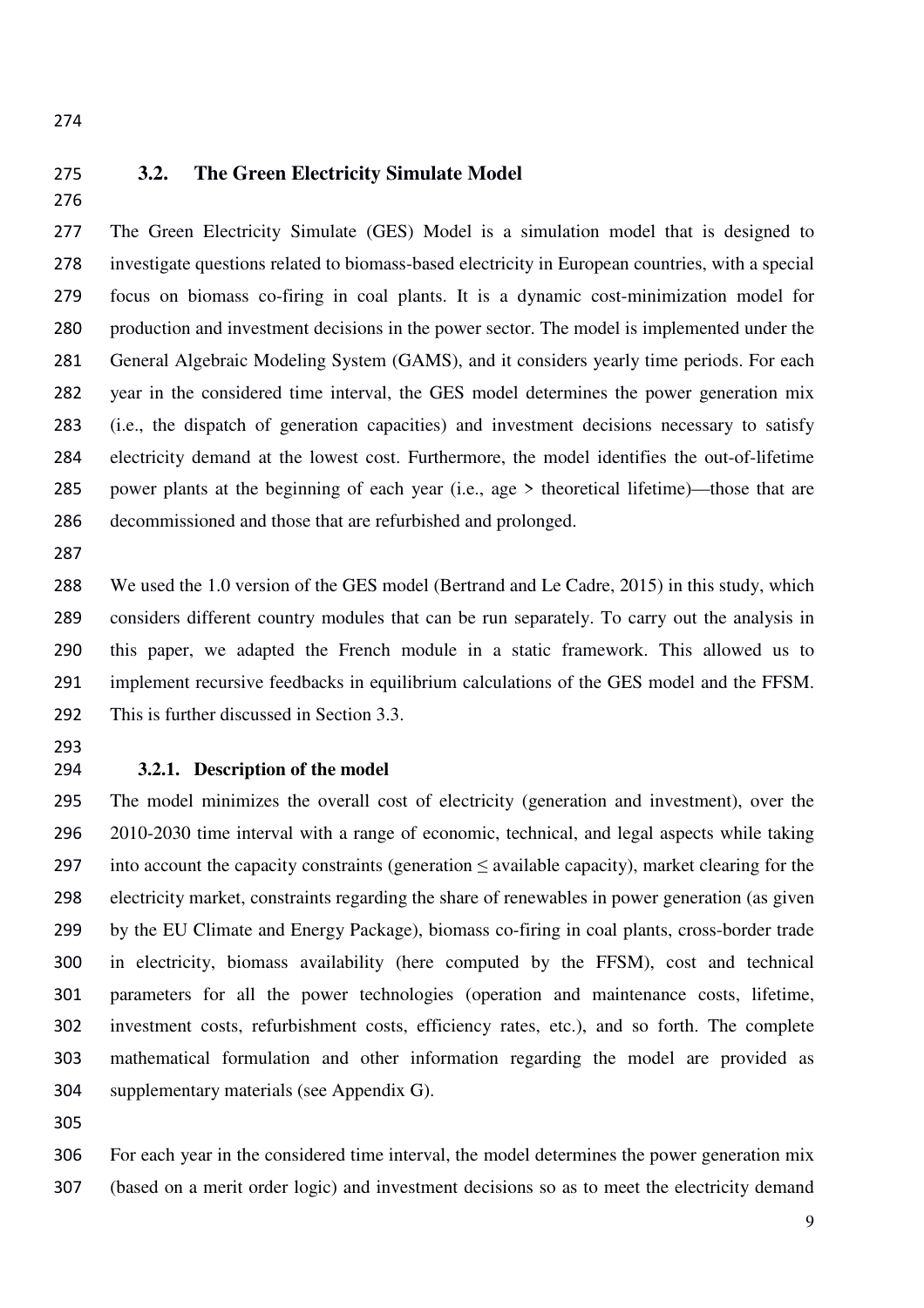## 3.2. The Green Electricity Simulate Model

The Green Electricity Simulate (GES) Model is a simulation model that is designed to investigate questions related to biomass-based electricity in European countries, with a special focus on biomass co-firing in coal plants. It is a dynamic cost-minimization model for production and investment decisions in the power sector. The model is implemented under the General Algebraic Modeling System (GAMS), and it considers yearly time periods. For each year in the considered time interval, the GES model determines the power generation mix (i.e., the dispatch of generation capacities) and investment decisions necessary to satisfy electricity demand at the lowest cost. Furthermore, the model identifies the out-of-lifetime power plants at the beginning of each year (i.e., age > theoretical lifetime)—those that are decommissioned and those that are refurbished and prolonged.

We used the 1.0 version of the GES model (Bertrand and Le Cadre, 2015) in this study, which considers different country modules that can be run separately. To carry out the analysis in this paper, we adapted the French module in a static framework. This allowed us to implement recursive feedbacks in equilibrium calculations of the GES model and the FFSM. This is further discussed in Section 3.3.

### 3.2.1. Description of the model

The model minimizes the overall cost of electricity (generation and investment), over the 2010-2030 time interval with a range of economic, technical, and legal aspects while taking into account the capacity constraints (generation ≤ available capacity), market clearing for the electricity market, constraints regarding the share of renewables in power generation (as given by the EU Climate and Energy Package), biomass co-firing in coal plants, cross-border trade in electricity, biomass availability (here computed by the FFSM), cost and technical parameters for all the power technologies (operation and maintenance costs, lifetime, investment costs, refurbishment costs, efficiency rates, etc.), and so forth. The complete mathematical formulation and other information regarding the model are provided as supplementary materials (see Appendix G).

For each year in the considered time interval, the model determines the power generation mix (based on a merit order logic) and investment decisions so as to meet the electricity demand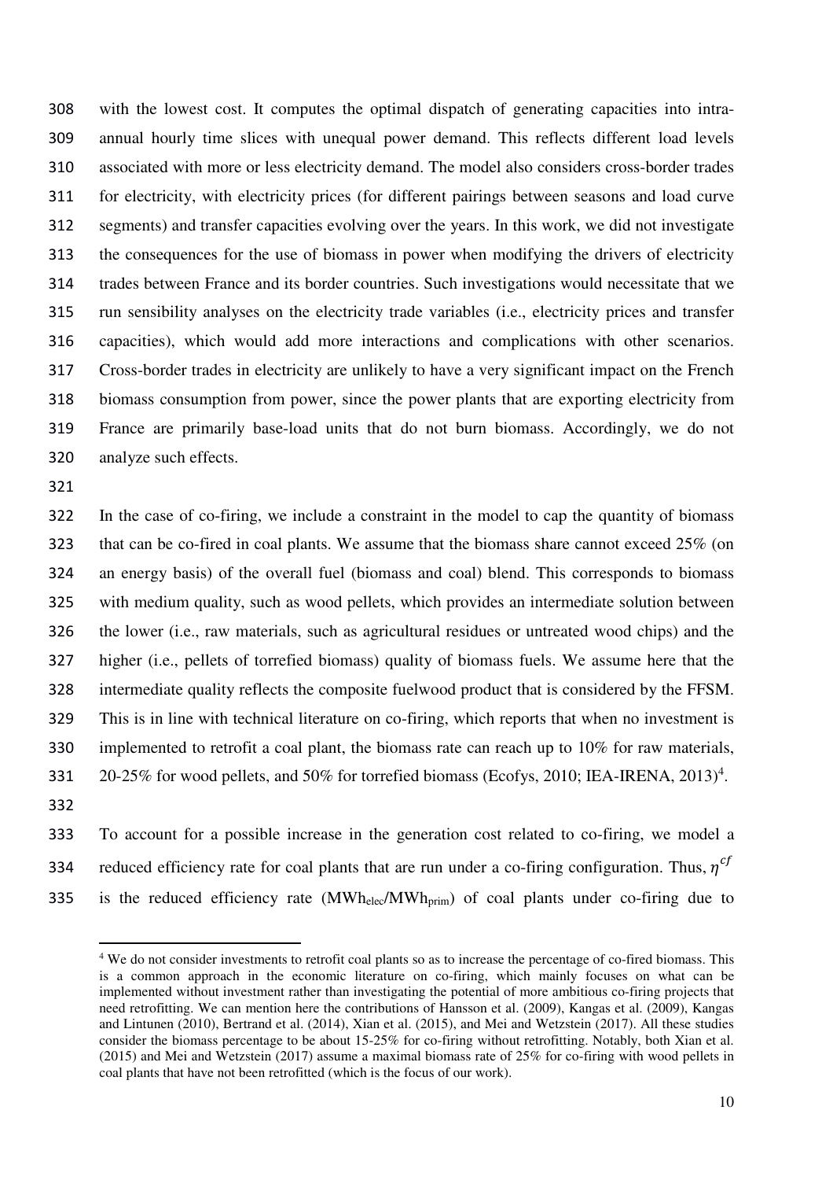with the lowest cost. It computes the optimal dispatch of generating capacities into intra-annual hourly time slices with unequal power demand. This reflects different load levels associated with more or less electricity demand. The model also considers cross-border trades for electricity, with electricity prices (for different pairings between seasons and load curve segments) and transfer capacities evolving over the years. In this work, we did not investigate the consequences for the use of biomass in power when modifying the drivers of electricity trades between France and its border countries. Such investigations would necessitate that we run sensibility analyses on the electricity trade variables (i.e., electricity prices and transfer capacities), which would add more interactions and complications with other scenarios. Cross-border trades in electricity are unlikely to have a very significant impact on the French biomass consumption from power, since the power plants that are exporting electricity from France are primarily base-load units that do not burn biomass. Accordingly, we do not analyze such effects.

In the case of co-firing, we include a constraint in the model to cap the quantity of biomass that can be co-fired in coal plants. We assume that the biomass share cannot exceed 25% (on an energy basis) of the overall fuel (biomass and coal) blend. This corresponds to biomass with medium quality, such as wood pellets, which provides an intermediate solution between the lower (i.e., raw materials, such as agricultural residues or untreated wood chips) and the higher (i.e., pellets of torrefied biomass) quality of biomass fuels. We assume here that the intermediate quality reflects the composite fuelwood product that is considered by the FFSM. This is in line with technical literature on co-firing, which reports that when no investment is implemented to retrofit a coal plant, the biomass rate can reach up to 10% for raw materials, 20-25% for wood pellets, and 50% for torrefied biomass (Ecofys, 2010; IEA-IRENA, 2013)[4].

To account for a possible increase in the generation cost related to co-firing, we model a reduced efficiency rate for coal plants that are run under a co-firing configuration. Thus, $\eta^{cf}$ is the reduced efficiency rate ($MWh_{elec}/MWh_{prim}$) of coal plants under co-firing due to

[4] We do not consider investments to retrofit coal plants so as to increase the percentage of co-fired biomass. This is a common approach in the economic literature on co-firing, which mainly focuses on what can be implemented without investment rather than investigating the potential of more ambitious co-firing projects that need retrofitting. We can mention here the contributions of Hansson et al. (2009), Kangas et al. (2009), Kangas and Lintunen (2010), Bertrand et al. (2014), Xian et al. (2015), and Mei and Wetzstein (2017). All these studies consider the biomass percentage to be about 15-25% for co-firing without retrofitting. Notably, both Xian et al. (2015) and Mei and Wetzstein (2017) assume a maximal biomass rate of 25% for co-firing with wood pellets in coal plants that have not been retrofitted (which is the focus of our work).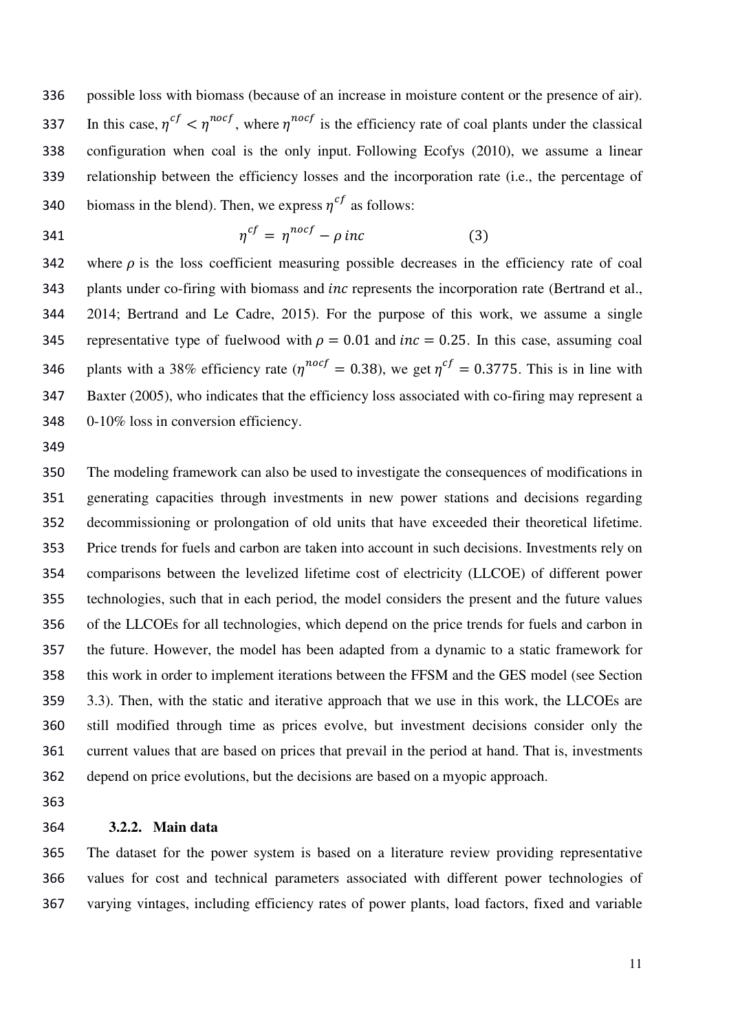possible loss with biomass (because of an increase in moisture content or the presence of air). In this case, $\eta^{cf} < \eta^{nocf}$, where $\eta^{nocf}$ is the efficiency rate of coal plants under the classical configuration when coal is the only input. Following Ecofys (2010), we assume a linear relationship between the efficiency losses and the incorporation rate (i.e., the percentage of biomass in the blend). Then, we express $\eta^{cf}$ as follows:

$$\eta^{cf} = \eta^{nocf} - \rho \, inc \qquad (3)$$

where $\rho$ is the loss coefficient measuring possible decreases in the efficiency rate of coal plants under co-firing with biomass and $inc$ represents the incorporation rate (Bertrand et al., 2014; Bertrand and Le Cadre, 2015). For the purpose of this work, we assume a single representative type of fuelwood with $\rho = 0.01$ and $inc = 0.25$. In this case, assuming coal plants with a 38% efficiency rate ($\eta^{nocf} = 0.38$), we get $\eta^{cf} = 0.3775$. This is in line with Baxter (2005), who indicates that the efficiency loss associated with co-firing may represent a 0-10% loss in conversion efficiency.

The modeling framework can also be used to investigate the consequences of modifications in generating capacities through investments in new power stations and decisions regarding decommissioning or prolongation of old units that have exceeded their theoretical lifetime. Price trends for fuels and carbon are taken into account in such decisions. Investments rely on comparisons between the levelized lifetime cost of electricity (LLCOE) of different power technologies, such that in each period, the model considers the present and the future values of the LLCOEs for all technologies, which depend on the price trends for fuels and carbon in the future. However, the model has been adapted from a dynamic to a static framework for this work in order to implement iterations between the FFSM and the GES model (see Section 3.3). Then, with the static and iterative approach that we use in this work, the LLCOEs are still modified through time as prices evolve, but investment decisions consider only the current values that are based on prices that prevail in the period at hand. That is, investments depend on price evolutions, but the decisions are based on a myopic approach.

### 3.2.2. Main data

The dataset for the power system is based on a literature review providing representative values for cost and technical parameters associated with different power technologies of varying vintages, including efficiency rates of power plants, load factors, fixed and variable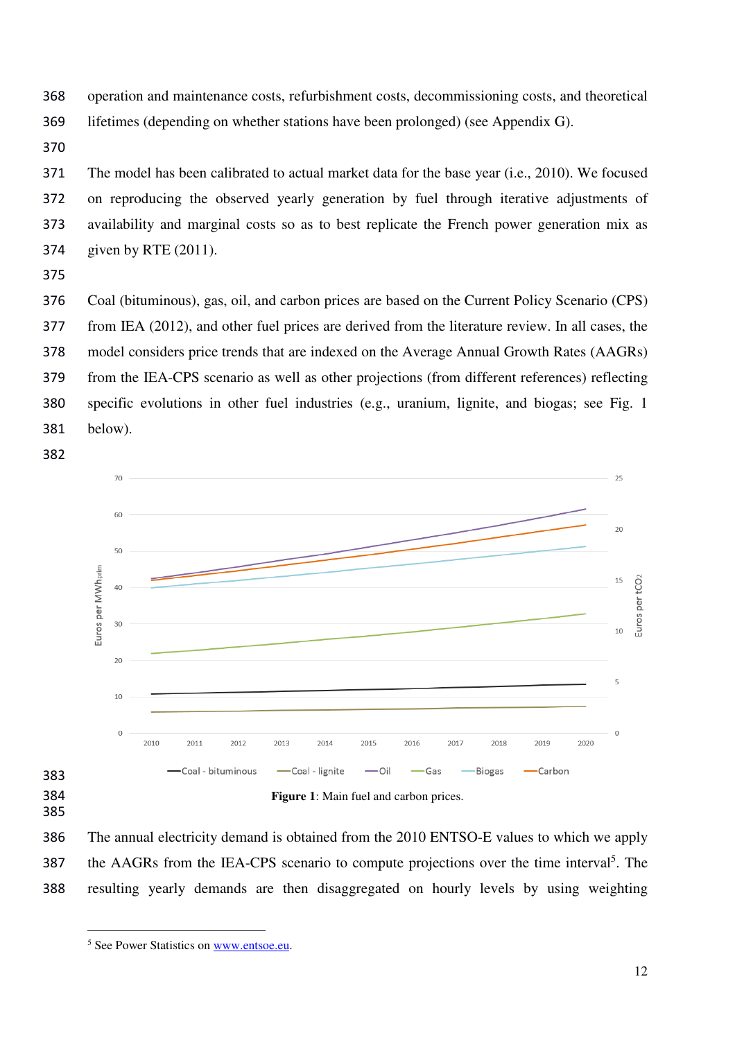operation and maintenance costs, refurbishment costs, decommissioning costs, and theoretical lifetimes (depending on whether stations have been prolonged) (see Appendix G).

The model has been calibrated to actual market data for the base year (i.e., 2010). We focused on reproducing the observed yearly generation by fuel through iterative adjustments of availability and marginal costs so as to best replicate the French power generation mix as given by RTE (2011).

Coal (bituminous), gas, oil, and carbon prices are based on the Current Policy Scenario (CPS) from IEA (2012), and other fuel prices are derived from the literature review. In all cases, the model considers price trends that are indexed on the Average Annual Growth Rates (AAGRs) from the IEA-CPS scenario as well as other projections (from different references) reflecting specific evolutions in other fuel industries (e.g., uranium, lignite, and biogas; see Fig. 1 below).

**Figure 1**: Main fuel and carbon prices.

The annual electricity demand is obtained from the 2010 ENTSO-E values to which we apply the AAGRs from the IEA-CPS scenario to compute projections over the time interval[5]. The resulting yearly demands are then disaggregated on hourly levels by using weighting

[5] See Power Statistics on www.entsoe.eu.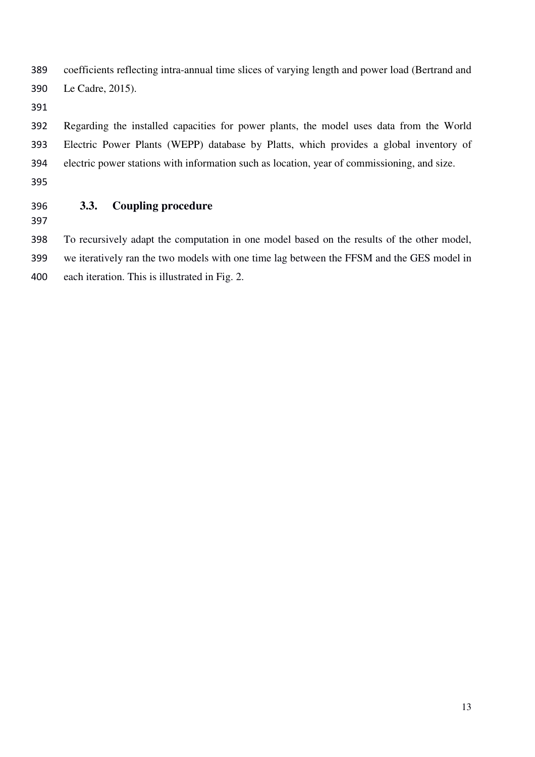coefficients reflecting intra-annual time slices of varying length and power load (Bertrand and Le Cadre, 2015).

Regarding the installed capacities for power plants, the model uses data from the World Electric Power Plants (WEPP) database by Platts, which provides a global inventory of electric power stations with information such as location, year of commissioning, and size.

### 3.3. Coupling procedure

To recursively adapt the computation in one model based on the results of the other model, we iteratively ran the two models with one time lag between the FFSM and the GES model in each iteration. This is illustrated in Fig. 2.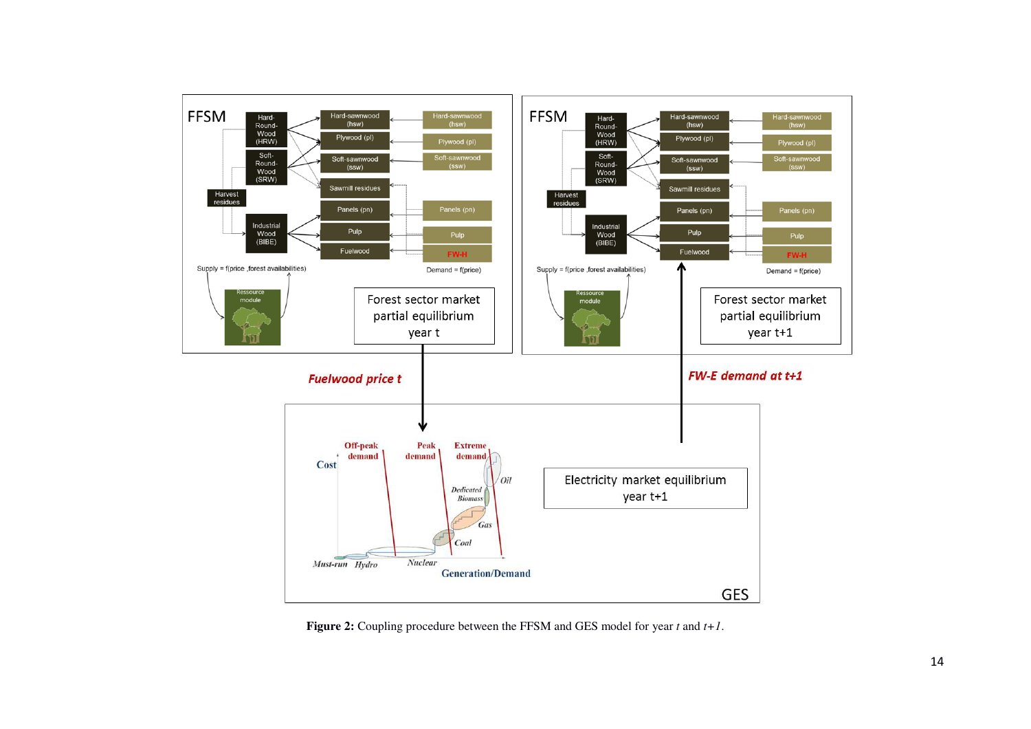**Figure 2:** Coupling procedure between the FFSM and GES model for year *t* and *t+1*.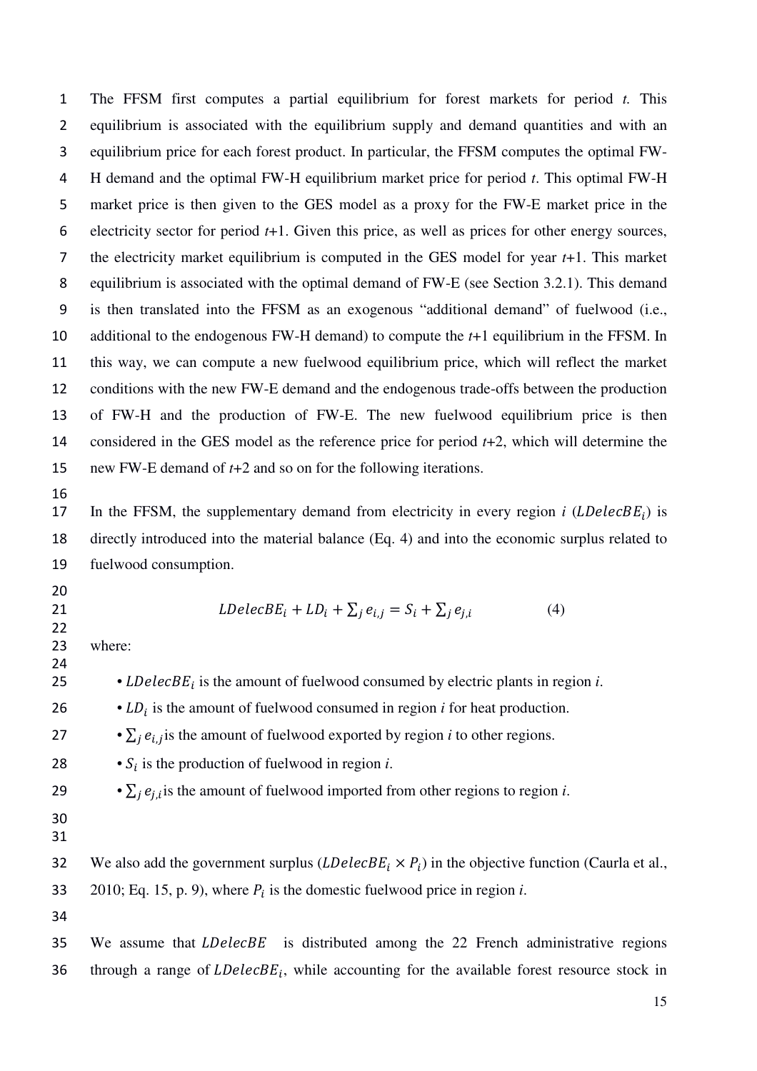The FFSM first computes a partial equilibrium for forest markets for period *t*. This equilibrium is associated with the equilibrium supply and demand quantities and with an equilibrium price for each forest product. In particular, the FFSM computes the optimal FW-H demand and the optimal FW-H equilibrium market price for period *t*. This optimal FW-H market price is then given to the GES model as a proxy for the FW-E market price in the electricity sector for period *t*+1. Given this price, as well as prices for other energy sources, the electricity market equilibrium is computed in the GES model for year *t*+1. This market equilibrium is associated with the optimal demand of FW-E (see Section 3.2.1). This demand is then translated into the FFSM as an exogenous "additional demand" of fuelwood (i.e., additional to the endogenous FW-H demand) to compute the *t*+1 equilibrium in the FFSM. In this way, we can compute a new fuelwood equilibrium price, which will reflect the market conditions with the new FW-E demand and the endogenous trade-offs between the production of FW-H and the production of FW-E. The new fuelwood equilibrium price is then considered in the GES model as the reference price for period *t*+2, which will determine the new FW-E demand of *t*+2 and so on for the following iterations.

In the FFSM, the supplementary demand from electricity in every region *i* ($LDelecBE_i$) is directly introduced into the material balance (Eq. 4) and into the economic surplus related to fuelwood consumption.

$$LDelecBE_i + LD_i + \sum_j e_{i,j} = S_i + \sum_j e_{j,i} \qquad (4)$$

where:

- $LDelecBE_i$ is the amount of fuelwood consumed by electric plants in region *i*.
- $LD_i$ is the amount of fuelwood consumed in region *i* for heat production.
- $\sum_j e_{i,j}$ is the amount of fuelwood exported by region *i* to other regions.
- $S_i$ is the production of fuelwood in region *i*.
- $\sum_j e_{j,i}$ is the amount of fuelwood imported from other regions to region *i*.

We also add the government surplus ($LDelecBE_i \times P_i$) in the objective function (Caurla et al., 2010; Eq. 15, p. 9), where $P_i$ is the domestic fuelwood price in region *i*.

We assume that $LDelecBE$ is distributed among the 22 French administrative regions through a range of $LDelecBE_i$, while accounting for the available forest resource stock in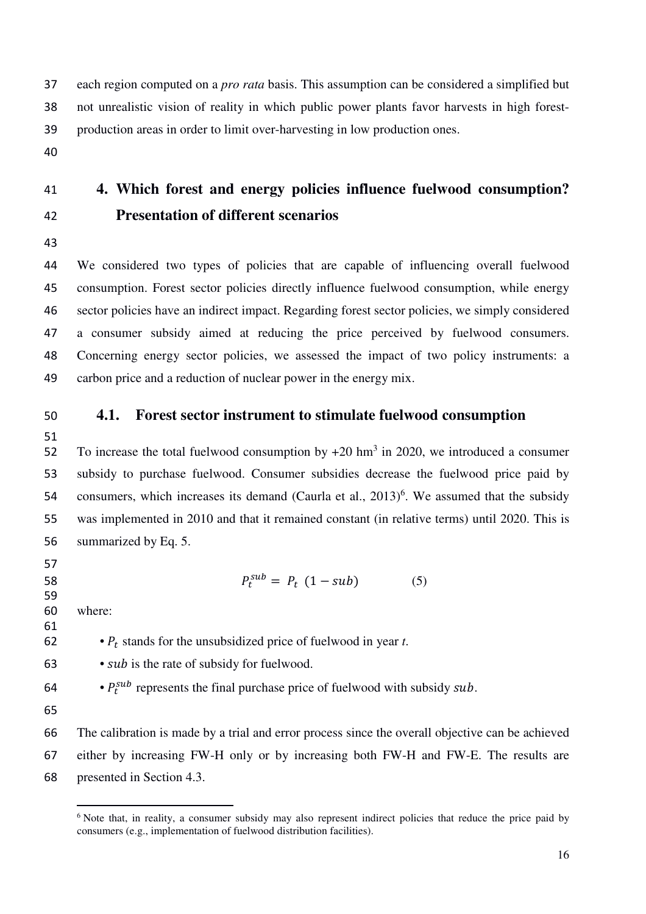each region computed on a *pro rata* basis. This assumption can be considered a simplified but not unrealistic vision of reality in which public power plants favor harvests in high forest-production areas in order to limit over-harvesting in low production ones.

# 4. Which forest and energy policies influence fuelwood consumption? Presentation of different scenarios

We considered two types of policies that are capable of influencing overall fuelwood consumption. Forest sector policies directly influence fuelwood consumption, while energy sector policies have an indirect impact. Regarding forest sector policies, we simply considered a consumer subsidy aimed at reducing the price perceived by fuelwood consumers. Concerning energy sector policies, we assessed the impact of two policy instruments: a carbon price and a reduction of nuclear power in the energy mix.

## 4.1. Forest sector instrument to stimulate fuelwood consumption

To increase the total fuelwood consumption by +20 $hm^3$ in 2020, we introduced a consumer subsidy to purchase fuelwood. Consumer subsidies decrease the fuelwood price paid by consumers, which increases its demand (Caurla et al., 2013)[6]. We assumed that the subsidy was implemented in 2010 and that it remained constant (in relative terms) until 2020. This is summarized by Eq. 5.

$$P_t^{sub} = P_t \ (1 - sub) \qquad (5)$$

where:

- $P_t$ stands for the unsubsidized price of fuelwood in year *t*.
- $sub$ is the rate of subsidy for fuelwood.
- $P_t^{sub}$ represents the final purchase price of fuelwood with subsidy $sub$.

The calibration is made by a trial and error process since the overall objective can be achieved either by increasing FW-H only or by increasing both FW-H and FW-E. The results are presented in Section 4.3.

[6] Note that, in reality, a consumer subsidy may also represent indirect policies that reduce the price paid by consumers (e.g., implementation of fuelwood distribution facilities).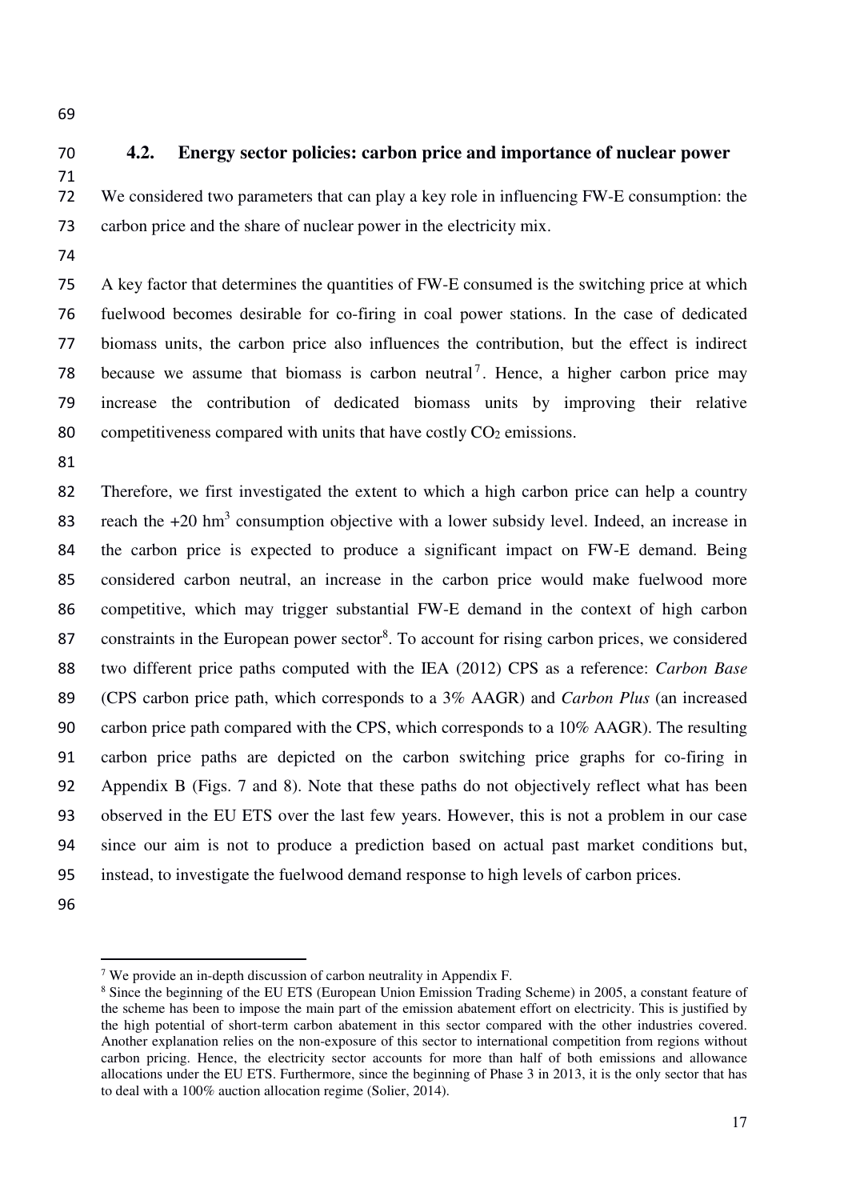### 4.2. Energy sector policies: carbon price and importance of nuclear power

We considered two parameters that can play a key role in influencing FW-E consumption: the carbon price and the share of nuclear power in the electricity mix.

A key factor that determines the quantities of FW-E consumed is the switching price at which fuelwood becomes desirable for co-firing in coal power stations. In the case of dedicated biomass units, the carbon price also influences the contribution, but the effect is indirect because we assume that biomass is carbon neutral[7]. Hence, a higher carbon price may increase the contribution of dedicated biomass units by improving their relative competitiveness compared with units that have costly $CO_2$ emissions.

Therefore, we first investigated the extent to which a high carbon price can help a country reach the +20 $hm^3$ consumption objective with a lower subsidy level. Indeed, an increase in the carbon price is expected to produce a significant impact on FW-E demand. Being considered carbon neutral, an increase in the carbon price would make fuelwood more competitive, which may trigger substantial FW-E demand in the context of high carbon constraints in the European power sector[8]. To account for rising carbon prices, we considered two different price paths computed with the IEA (2012) CPS as a reference: *Carbon Base* (CPS carbon price path, which corresponds to a 3% AAGR) and *Carbon Plus* (an increased carbon price path compared with the CPS, which corresponds to a 10% AAGR). The resulting carbon price paths are depicted on the carbon switching price graphs for co-firing in Appendix B (Figs. 7 and 8). Note that these paths do not objectively reflect what has been observed in the EU ETS over the last few years. However, this is not a problem in our case since our aim is not to produce a prediction based on actual past market conditions but, instead, to investigate the fuelwood demand response to high levels of carbon prices.

---

[7] We provide an in-depth discussion of carbon neutrality in Appendix F.

[8] Since the beginning of the EU ETS (European Union Emission Trading Scheme) in 2005, a constant feature of the scheme has been to impose the main part of the emission abatement effort on electricity. This is justified by the high potential of short-term carbon abatement in this sector compared with the other industries covered. Another explanation relies on the non-exposure of this sector to international competition from regions without carbon pricing. Hence, the electricity sector accounts for more than half of both emissions and allowance allocations under the EU ETS. Furthermore, since the beginning of Phase 3 in 2013, it is the only sector that has to deal with a 100% auction allocation regime (Solier, 2014).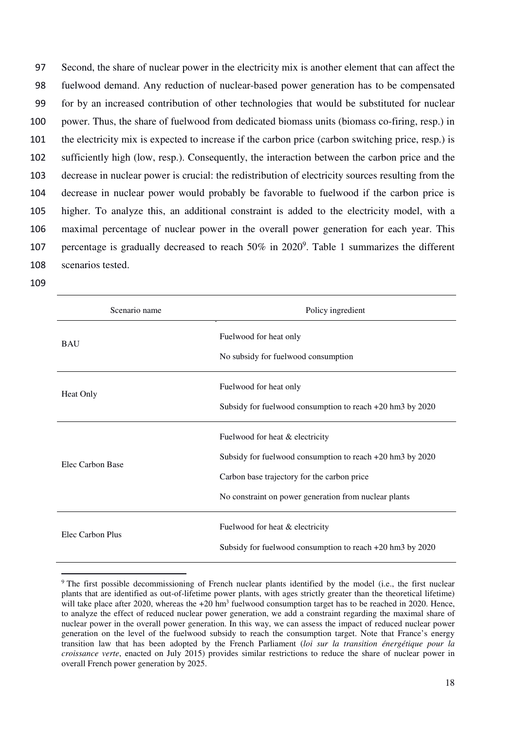Second, the share of nuclear power in the electricity mix is another element that can affect the fuelwood demand. Any reduction of nuclear-based power generation has to be compensated for by an increased contribution of other technologies that would be substituted for nuclear power. Thus, the share of fuelwood from dedicated biomass units (biomass co-firing, resp.) in the electricity mix is expected to increase if the carbon price (carbon switching price, resp.) is sufficiently high (low, resp.). Consequently, the interaction between the carbon price and the decrease in nuclear power is crucial: the redistribution of electricity sources resulting from the decrease in nuclear power would probably be favorable to fuelwood if the carbon price is higher. To analyze this, an additional constraint is added to the electricity model, with a maximal percentage of nuclear power in the overall power generation for each year. This percentage is gradually decreased to reach 50% in 2020[9]. Table 1 summarizes the different scenarios tested.

| Scenario name | Policy ingredient |
|---|---|
| BAU | Fuelwood for heat only<br>No subsidy for fuelwood consumption |
| Heat Only | Fuelwood for heat only<br>Subsidy for fuelwood consumption to reach +20 hm3 by 2020 |
| Elec Carbon Base | Fuelwood for heat & electricity<br>Subsidy for fuelwood consumption to reach +20 hm3 by 2020<br>Carbon base trajectory for the carbon price<br>No constraint on power generation from nuclear plants |
| Elec Carbon Plus | Fuelwood for heat & electricity<br>Subsidy for fuelwood consumption to reach +20 hm3 by 2020 |

[9] The first possible decommissioning of French nuclear plants identified by the model (i.e., the first nuclear plants that are identified as out-of-lifetime power plants, with ages strictly greater than the theoretical lifetime) will take place after 2020, whereas the +20 $hm^3$ fuelwood consumption target has to be reached in 2020. Hence, to analyze the effect of reduced nuclear power generation, we add a constraint regarding the maximal share of nuclear power in the overall power generation. In this way, we can assess the impact of reduced nuclear power generation on the level of the fuelwood subsidy to reach the consumption target. Note that France's energy transition law that has been adopted by the French Parliament (*loi sur la transition énergétique pour la croissance verte*, enacted on July 2015) provides similar restrictions to reduce the share of nuclear power in overall French power generation by 2025.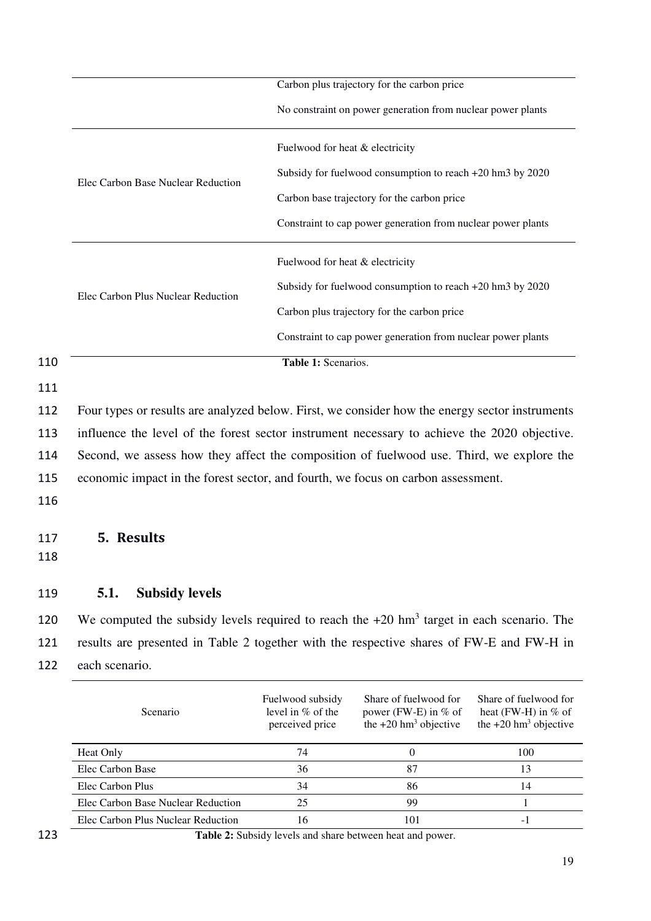| | |
|---|---|
| | Carbon plus trajectory for the carbon price<br>No constraint on power generation from nuclear power plants |
| Elec Carbon Base Nuclear Reduction | Fuelwood for heat & electricity<br>Subsidy for fuelwood consumption to reach +20 hm3 by 2020<br>Carbon base trajectory for the carbon price<br>Constraint to cap power generation from nuclear power plants |
| Elec Carbon Plus Nuclear Reduction | Fuelwood for heat & electricity<br>Subsidy for fuelwood consumption to reach +20 hm3 by 2020<br>Carbon plus trajectory for the carbon price<br>Constraint to cap power generation from nuclear power plants |

**Table 1:** Scenarios.

Four types or results are analyzed below. First, we consider how the energy sector instruments influence the level of the forest sector instrument necessary to achieve the 2020 objective. Second, we assess how they affect the composition of fuelwood use. Third, we explore the economic impact in the forest sector, and fourth, we focus on carbon assessment.

# 5. Results

## 5.1. Subsidy levels

We computed the subsidy levels required to reach the +20 $hm^3$ target in each scenario. The results are presented in Table 2 together with the respective shares of FW-E and FW-H in each scenario.

| Scenario | Fuelwood subsidy level in % of the perceived price | Share of fuelwood for power (FW-E) in % of the +20 $hm^3$ objective | Share of fuelwood for heat (FW-H) in % of the +20 $hm^3$ objective |
|---|---|---|---|
| Heat Only | 74 | 0 | 100 |
| Elec Carbon Base | 36 | 87 | 13 |
| Elec Carbon Plus | 34 | 86 | 14 |
| Elec Carbon Base Nuclear Reduction | 25 | 99 | 1 |
| Elec Carbon Plus Nuclear Reduction | 16 | 101 | -1 |

**Table 2:** Subsidy levels and share between heat and power.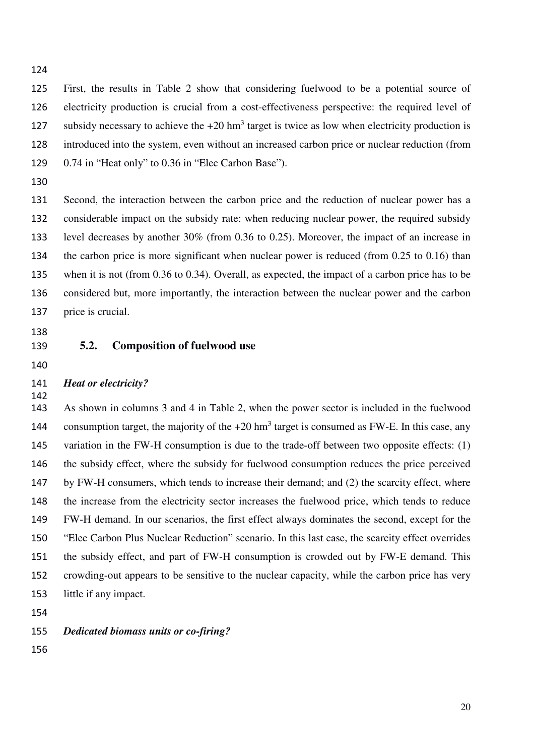First, the results in Table 2 show that considering fuelwood to be a potential source of electricity production is crucial from a cost-effectiveness perspective: the required level of subsidy necessary to achieve the +20 $hm^3$ target is twice as low when electricity production is introduced into the system, even without an increased carbon price or nuclear reduction (from 0.74 in "Heat only" to 0.36 in "Elec Carbon Base").

Second, the interaction between the carbon price and the reduction of nuclear power has a considerable impact on the subsidy rate: when reducing nuclear power, the required subsidy level decreases by another 30% (from 0.36 to 0.25). Moreover, the impact of an increase in the carbon price is more significant when nuclear power is reduced (from 0.25 to 0.16) than when it is not (from 0.36 to 0.34). Overall, as expected, the impact of a carbon price has to be considered but, more importantly, the interaction between the nuclear power and the carbon price is crucial.

## 5.2. Composition of fuelwood use

***Heat or electricity?***

As shown in columns 3 and 4 in Table 2, when the power sector is included in the fuelwood consumption target, the majority of the +20 $hm^3$ target is consumed as FW-E. In this case, any variation in the FW-H consumption is due to the trade-off between two opposite effects: (1) the subsidy effect, where the subsidy for fuelwood consumption reduces the price perceived by FW-H consumers, which tends to increase their demand; and (2) the scarcity effect, where the increase from the electricity sector increases the fuelwood price, which tends to reduce FW-H demand. In our scenarios, the first effect always dominates the second, except for the "Elec Carbon Plus Nuclear Reduction" scenario. In this last case, the scarcity effect overrides the subsidy effect, and part of FW-H consumption is crowded out by FW-E demand. This crowding-out appears to be sensitive to the nuclear capacity, while the carbon price has very little if any impact.

***Dedicated biomass units or co-firing?***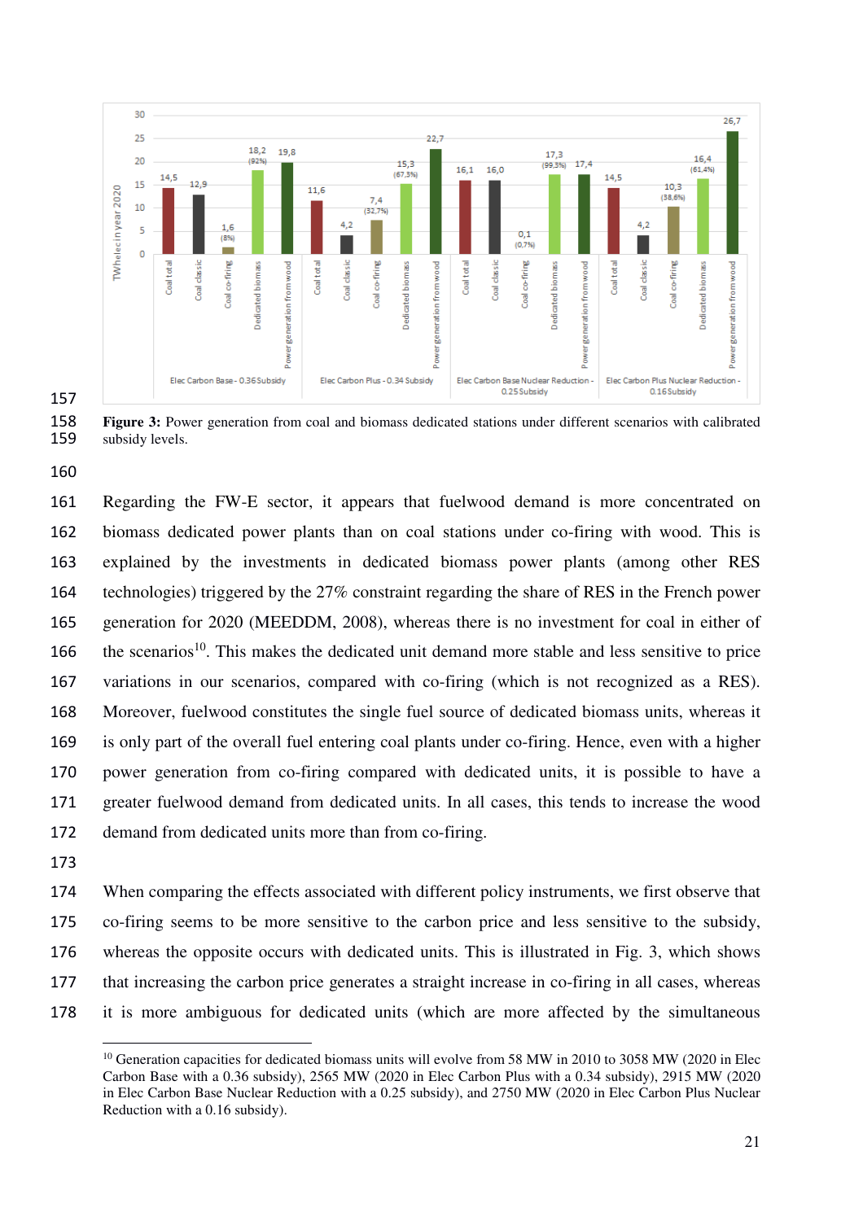**Figure 3:** Power generation from coal and biomass dedicated stations under different scenarios with calibrated subsidy levels.

Regarding the FW-E sector, it appears that fuelwood demand is more concentrated on biomass dedicated power plants than on coal stations under co-firing with wood. This is explained by the investments in dedicated biomass power plants (among other RES technologies) triggered by the 27% constraint regarding the share of RES in the French power generation for 2020 (MEEDDM, 2008), whereas there is no investment for coal in either of the scenarios[10]. This makes the dedicated unit demand more stable and less sensitive to price variations in our scenarios, compared with co-firing (which is not recognized as a RES). Moreover, fuelwood constitutes the single fuel source of dedicated biomass units, whereas it is only part of the overall fuel entering coal plants under co-firing. Hence, even with a higher power generation from co-firing compared with dedicated units, it is possible to have a greater fuelwood demand from dedicated units. In all cases, this tends to increase the wood demand from dedicated units more than from co-firing.

When comparing the effects associated with different policy instruments, we first observe that co-firing seems to be more sensitive to the carbon price and less sensitive to the subsidy, whereas the opposite occurs with dedicated units. This is illustrated in Fig. 3, which shows that increasing the carbon price generates a straight increase in co-firing in all cases, whereas it is more ambiguous for dedicated units (which are more affected by the simultaneous

[10] Generation capacities for dedicated biomass units will evolve from 58 MW in 2010 to 3058 MW (2020 in Elec Carbon Base with a 0.36 subsidy), 2565 MW (2020 in Elec Carbon Plus with a 0.34 subsidy), 2915 MW (2020 in Elec Carbon Base Nuclear Reduction with a 0.25 subsidy), and 2750 MW (2020 in Elec Carbon Plus Nuclear Reduction with a 0.16 subsidy).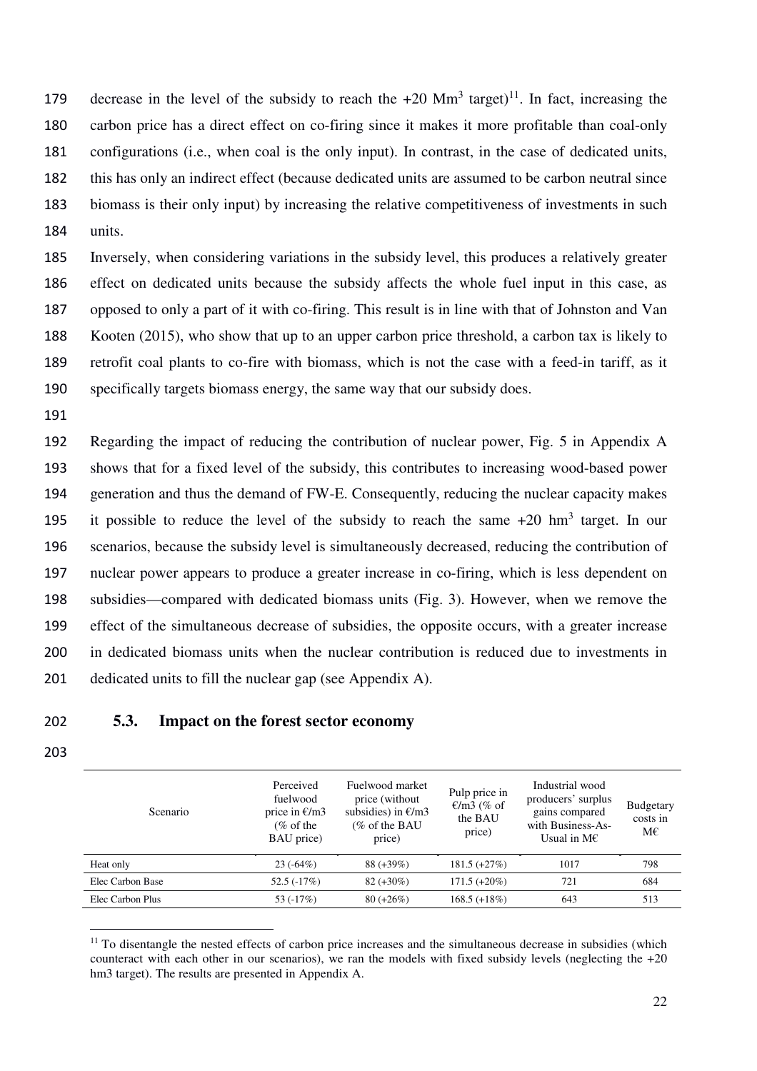decrease in the level of the subsidy to reach the +20 $Mm^3$ target)[11]. In fact, increasing the carbon price has a direct effect on co-firing since it makes it more profitable than coal-only configurations (i.e., when coal is the only input). In contrast, in the case of dedicated units, this has only an indirect effect (because dedicated units are assumed to be carbon neutral since biomass is their only input) by increasing the relative competitiveness of investments in such units.

Inversely, when considering variations in the subsidy level, this produces a relatively greater effect on dedicated units because the subsidy affects the whole fuel input in this case, as opposed to only a part of it with co-firing. This result is in line with that of Johnston and Van Kooten (2015), who show that up to an upper carbon price threshold, a carbon tax is likely to retrofit coal plants to co-fire with biomass, which is not the case with a feed-in tariff, as it specifically targets biomass energy, the same way that our subsidy does.

Regarding the impact of reducing the contribution of nuclear power, Fig. 5 in Appendix A shows that for a fixed level of the subsidy, this contributes to increasing wood-based power generation and thus the demand of FW-E. Consequently, reducing the nuclear capacity makes it possible to reduce the level of the subsidy to reach the same +20 $hm^3$ target. In our scenarios, because the subsidy level is simultaneously decreased, reducing the contribution of nuclear power appears to produce a greater increase in co-firing, which is less dependent on subsidies—compared with dedicated biomass units (Fig. 3). However, when we remove the effect of the simultaneous decrease of subsidies, the opposite occurs, with a greater increase in dedicated biomass units when the nuclear contribution is reduced due to investments in dedicated units to fill the nuclear gap (see Appendix A).

### 5.3. Impact on the forest sector economy

| Scenario | Perceived fuelwood price in €/m3 (% of the BAU price) | Fuelwood market price (without subsidies) in €/m3 (% of the BAU price) | Pulp price in €/m3 (% of the BAU price) | Industrial wood producers' surplus gains compared with Business-As-Usual in M€ | Budgetary costs in M€ |
|---|---|---|---|---|---|
| Heat only | 23 (-64%) | 88 (+39%) | 181.5 (+27%) | 1017 | 798 |
| Elec Carbon Base | 52.5 (-17%) | 82 (+30%) | 171.5 (+20%) | 721 | 684 |
| Elec Carbon Plus | 53 (-17%) | 80 (+26%) | 168.5 (+18%) | 643 | 513 |

[11] To disentangle the nested effects of carbon price increases and the simultaneous decrease in subsidies (which counteract with each other in our scenarios), we ran the models with fixed subsidy levels (neglecting the +20 hm3 target). The results are presented in Appendix A.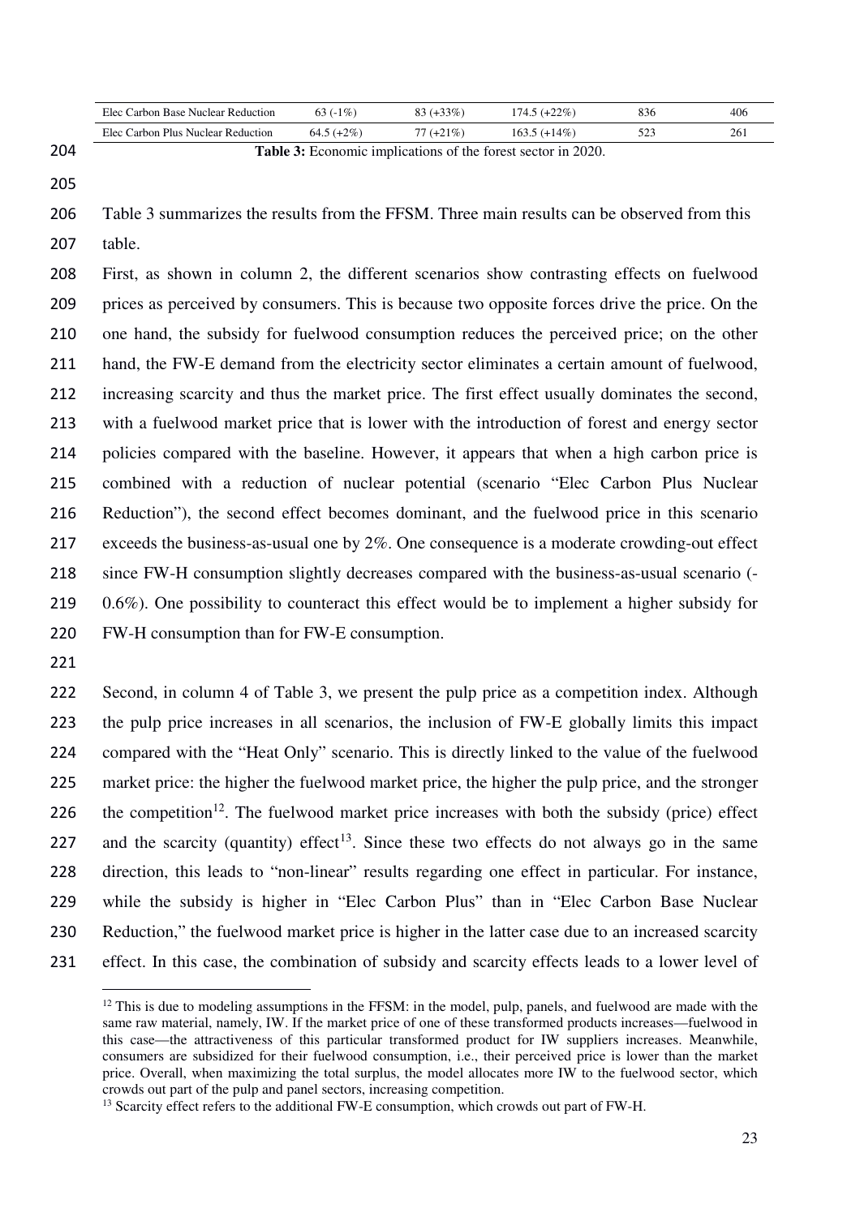| | | | | | |
|---|---|---|---|---|---|
| Elec Carbon Base Nuclear Reduction | 63 (-1%) | 83 (+33%) | 174.5 (+22%) | 836 | 406 |
| Elec Carbon Plus Nuclear Reduction | 64.5 (+2%) | 77 (+21%) | 163.5 (+14%) | 523 | 261 |

**Table 3:** Economic implications of the forest sector in 2020.

Table 3 summarizes the results from the FFSM. Three main results can be observed from this table.

First, as shown in column 2, the different scenarios show contrasting effects on fuelwood prices as perceived by consumers. This is because two opposite forces drive the price. On the one hand, the subsidy for fuelwood consumption reduces the perceived price; on the other hand, the FW-E demand from the electricity sector eliminates a certain amount of fuelwood, increasing scarcity and thus the market price. The first effect usually dominates the second, with a fuelwood market price that is lower with the introduction of forest and energy sector policies compared with the baseline. However, it appears that when a high carbon price is combined with a reduction of nuclear potential (scenario "Elec Carbon Plus Nuclear Reduction"), the second effect becomes dominant, and the fuelwood price in this scenario exceeds the business-as-usual one by 2%. One consequence is a moderate crowding-out effect since FW-H consumption slightly decreases compared with the business-as-usual scenario (-0.6%). One possibility to counteract this effect would be to implement a higher subsidy for FW-H consumption than for FW-E consumption.

Second, in column 4 of Table 3, we present the pulp price as a competition index. Although the pulp price increases in all scenarios, the inclusion of FW-E globally limits this impact compared with the "Heat Only" scenario. This is directly linked to the value of the fuelwood market price: the higher the fuelwood market price, the higher the pulp price, and the stronger the competition[12]. The fuelwood market price increases with both the subsidy (price) effect and the scarcity (quantity) effect[13]. Since these two effects do not always go in the same direction, this leads to "non-linear" results regarding one effect in particular. For instance, while the subsidy is higher in "Elec Carbon Plus" than in "Elec Carbon Base Nuclear Reduction," the fuelwood market price is higher in the latter case due to an increased scarcity effect. In this case, the combination of subsidy and scarcity effects leads to a lower level of

[12] This is due to modeling assumptions in the FFSM: in the model, pulp, panels, and fuelwood are made with the same raw material, namely, IW. If the market price of one of these transformed products increases—fuelwood in this case—the attractiveness of this particular transformed product for IW suppliers increases. Meanwhile, consumers are subsidized for their fuelwood consumption, i.e., their perceived price is lower than the market price. Overall, when maximizing the total surplus, the model allocates more IW to the fuelwood sector, which crowds out part of the pulp and panel sectors, increasing competition.

[13] Scarcity effect refers to the additional FW-E consumption, which crowds out part of FW-H.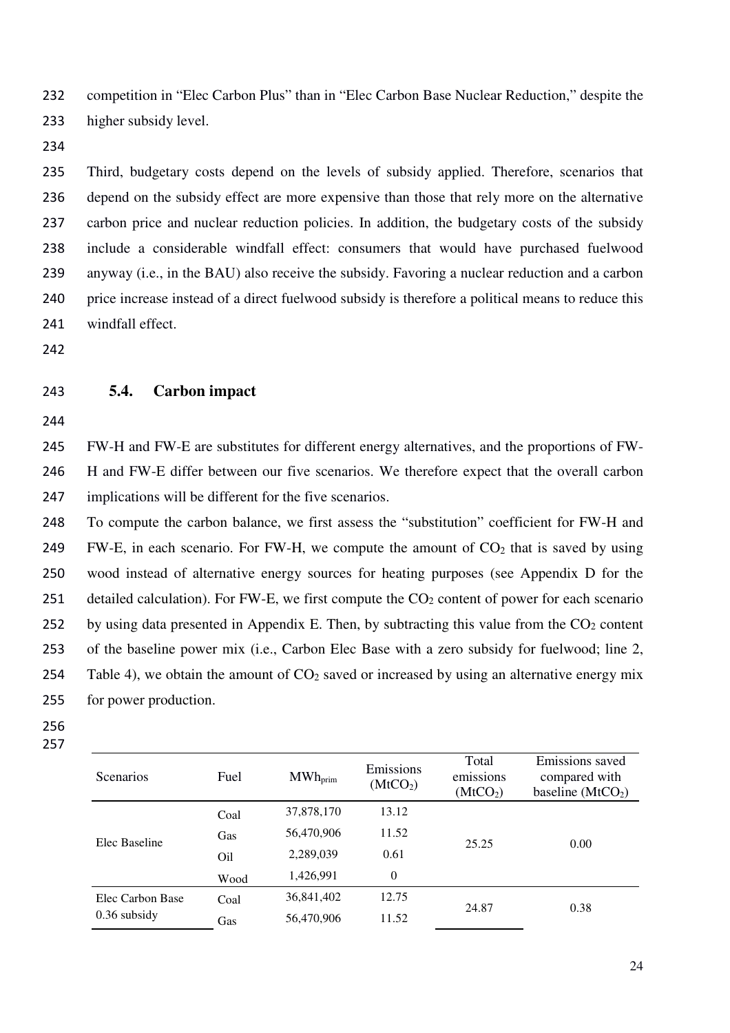competition in "Elec Carbon Plus" than in "Elec Carbon Base Nuclear Reduction," despite the higher subsidy level.

Third, budgetary costs depend on the levels of subsidy applied. Therefore, scenarios that depend on the subsidy effect are more expensive than those that rely more on the alternative carbon price and nuclear reduction policies. In addition, the budgetary costs of the subsidy include a considerable windfall effect: consumers that would have purchased fuelwood anyway (i.e., in the BAU) also receive the subsidy. Favoring a nuclear reduction and a carbon price increase instead of a direct fuelwood subsidy is therefore a political means to reduce this windfall effect.

### 5.4. Carbon impact

FW-H and FW-E are substitutes for different energy alternatives, and the proportions of FW-H and FW-E differ between our five scenarios. We therefore expect that the overall carbon implications will be different for the five scenarios.

To compute the carbon balance, we first assess the "substitution" coefficient for FW-H and FW-E, in each scenario. For FW-H, we compute the amount of $CO_2$ that is saved by using wood instead of alternative energy sources for heating purposes (see Appendix D for the detailed calculation). For FW-E, we first compute the $CO_2$ content of power for each scenario by using data presented in Appendix E. Then, by subtracting this value from the $CO_2$ content of the baseline power mix (i.e., Carbon Elec Base with a zero subsidy for fuelwood; line 2, Table 4), we obtain the amount of $CO_2$ saved or increased by using an alternative energy mix for power production.

| Scenarios | Fuel | $MWh_{prim}$ | Emissions ($MtCO_2$) | Total emissions ($MtCO_2$) | Emissions saved compared with baseline ($MtCO_2$) |
|---|---|---|---|---|---|
| Elec Baseline | Coal | 37,878,170 | 13.12 | 25.25 | 0.00 |
| | Gas | 56,470,906 | 11.52 | | |
| | Oil | 2,289,039 | 0.61 | | |
| | Wood | 1,426,991 | 0 | | |
| Elec Carbon Base 0.36 subsidy | Coal | 36,841,402 | 12.75 | 24.87 | 0.38 |
| | Gas | 56,470,906 | 11.52 | | |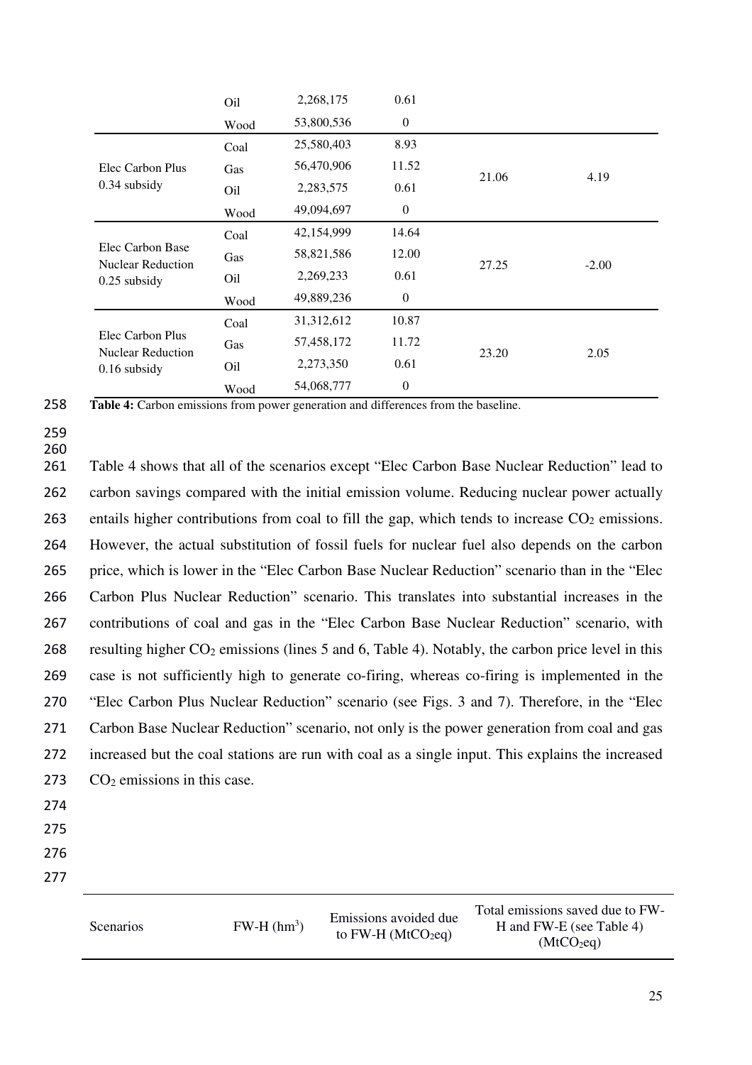| | | | | |
|---|---|---|---|---|
| | Oil | 2,268,175 | 0.61 | | |
| | Wood | 53,800,536 | 0 | | |
| Elec Carbon Plus 0.34 subsidy | Coal | 25,580,403 | 8.93 | 21.06 | 4.19 |
| | Gas | 56,470,906 | 11.52 | | |
| | Oil | 2,283,575 | 0.61 | | |
| | Wood | 49,094,697 | 0 | | |
| Elec Carbon Base Nuclear Reduction 0.25 subsidy | Coal | 42,154,999 | 14.64 | 27.25 | -2.00 |
| | Gas | 58,821,586 | 12.00 | | |
| | Oil | 2,269,233 | 0.61 | | |
| | Wood | 49,889,236 | 0 | | |
| Elec Carbon Plus Nuclear Reduction 0.16 subsidy | Coal | 31,312,612 | 10.87 | 23.20 | 2.05 |
| | Gas | 57,458,172 | 11.72 | | |
| | Oil | 2,273,350 | 0.61 | | |
| | Wood | 54,068,777 | 0 | | |

**Table 4:** Carbon emissions from power generation and differences from the baseline.

Table 4 shows that all of the scenarios except "Elec Carbon Base Nuclear Reduction" lead to carbon savings compared with the initial emission volume. Reducing nuclear power actually entails higher contributions from coal to fill the gap, which tends to increase $CO_2$ emissions. However, the actual substitution of fossil fuels for nuclear fuel also depends on the carbon price, which is lower in the "Elec Carbon Base Nuclear Reduction" scenario than in the "Elec Carbon Plus Nuclear Reduction" scenario. This translates into substantial increases in the contributions of coal and gas in the "Elec Carbon Base Nuclear Reduction" scenario, with resulting higher $CO_2$ emissions (lines 5 and 6, Table 4). Notably, the carbon price level in this case is not sufficiently high to generate co-firing, whereas co-firing is implemented in the "Elec Carbon Plus Nuclear Reduction" scenario (see Figs. 3 and 7). Therefore, in the "Elec Carbon Base Nuclear Reduction" scenario, not only is the power generation from coal and gas increased but the coal stations are run with coal as a single input. This explains the increased $CO_2$ emissions in this case.

| Scenarios | FW-H ($hm^3$) | Emissions avoided due to FW-H ($MtCO_2eq$) | Total emissions saved due to FW-H and FW-E (see Table 4) ($MtCO_2eq$) |
|---|---|---|---|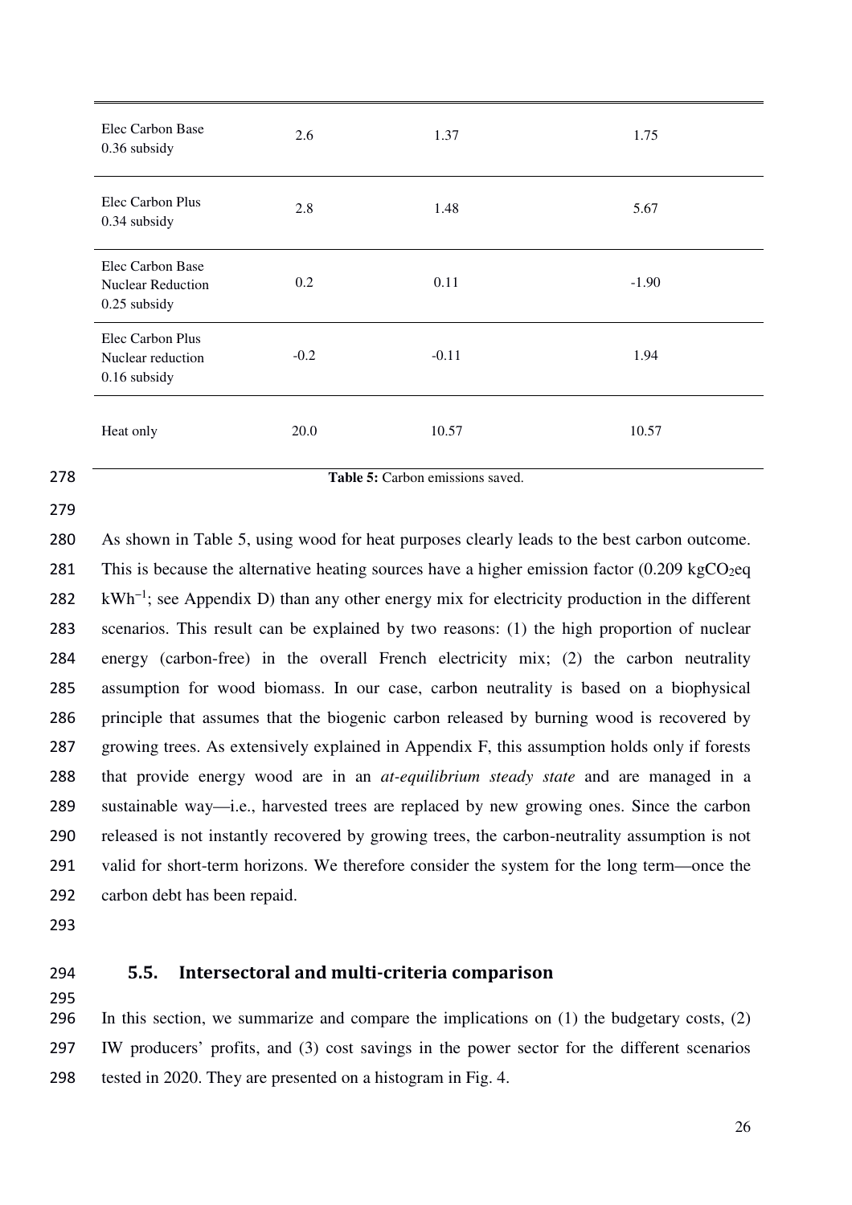| | | | |
|---|---|---|---|
| Elec Carbon Base 0.36 subsidy | 2.6 | 1.37 | 1.75 |
| Elec Carbon Plus 0.34 subsidy | 2.8 | 1.48 | 5.67 |
| Elec Carbon Base Nuclear Reduction 0.25 subsidy | 0.2 | 0.11 | -1.90 |
| Elec Carbon Plus Nuclear reduction 0.16 subsidy | -0.2 | -0.11 | 1.94 |
| Heat only | 20.0 | 10.57 | 10.57 |

**Table 5:** Carbon emissions saved.

As shown in Table 5, using wood for heat purposes clearly leads to the best carbon outcome. This is because the alternative heating sources have a higher emission factor (0.209 $kgCO_2eq$ $kWh^{-1}$; see Appendix D) than any other energy mix for electricity production in the different scenarios. This result can be explained by two reasons: (1) the high proportion of nuclear energy (carbon-free) in the overall French electricity mix; (2) the carbon neutrality assumption for wood biomass. In our case, carbon neutrality is based on a biophysical principle that assumes that the biogenic carbon released by burning wood is recovered by growing trees. As extensively explained in Appendix F, this assumption holds only if forests that provide energy wood are in an *at-equilibrium steady state* and are managed in a sustainable way—i.e., harvested trees are replaced by new growing ones. Since the carbon released is not instantly recovered by growing trees, the carbon-neutrality assumption is not valid for short-term horizons. We therefore consider the system for the long term—once the carbon debt has been repaid.

### 5.5. Intersectoral and multi-criteria comparison

In this section, we summarize and compare the implications on (1) the budgetary costs, (2) IW producers' profits, and (3) cost savings in the power sector for the different scenarios tested in 2020. They are presented on a histogram in Fig. 4.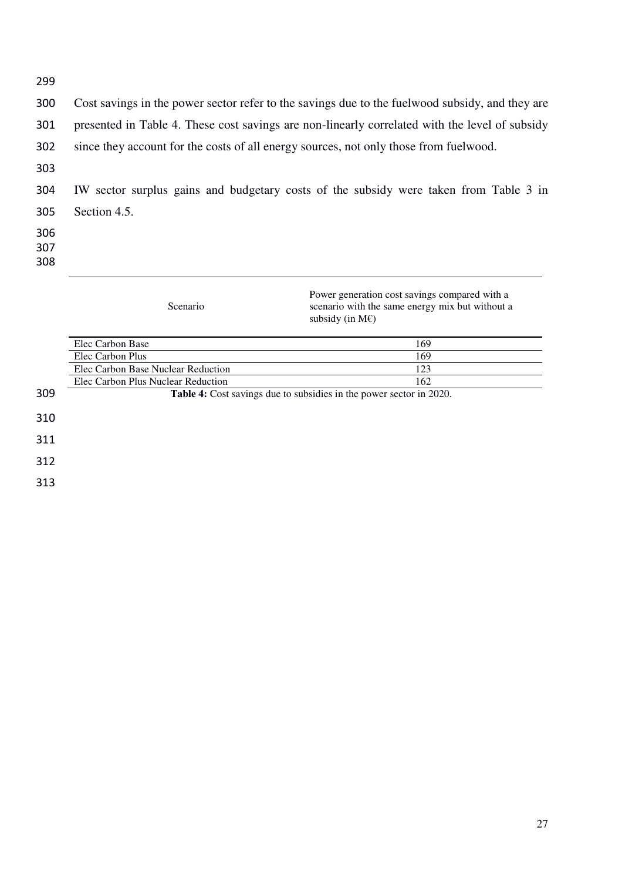Cost savings in the power sector refer to the savings due to the fuelwood subsidy, and they are presented in Table 4. These cost savings are non-linearly correlated with the level of subsidy since they account for the costs of all energy sources, not only those from fuelwood.

IW sector surplus gains and budgetary costs of the subsidy were taken from Table 3 in Section 4.5.

| Scenario | Power generation cost savings compared with a scenario with the same energy mix but without a subsidy (in M€) |
|---|---|
| Elec Carbon Base | 169 |
| Elec Carbon Plus | 169 |
| Elec Carbon Base Nuclear Reduction | 123 |
| Elec Carbon Plus Nuclear Reduction | 162 |

**Table 4:** Cost savings due to subsidies in the power sector in 2020.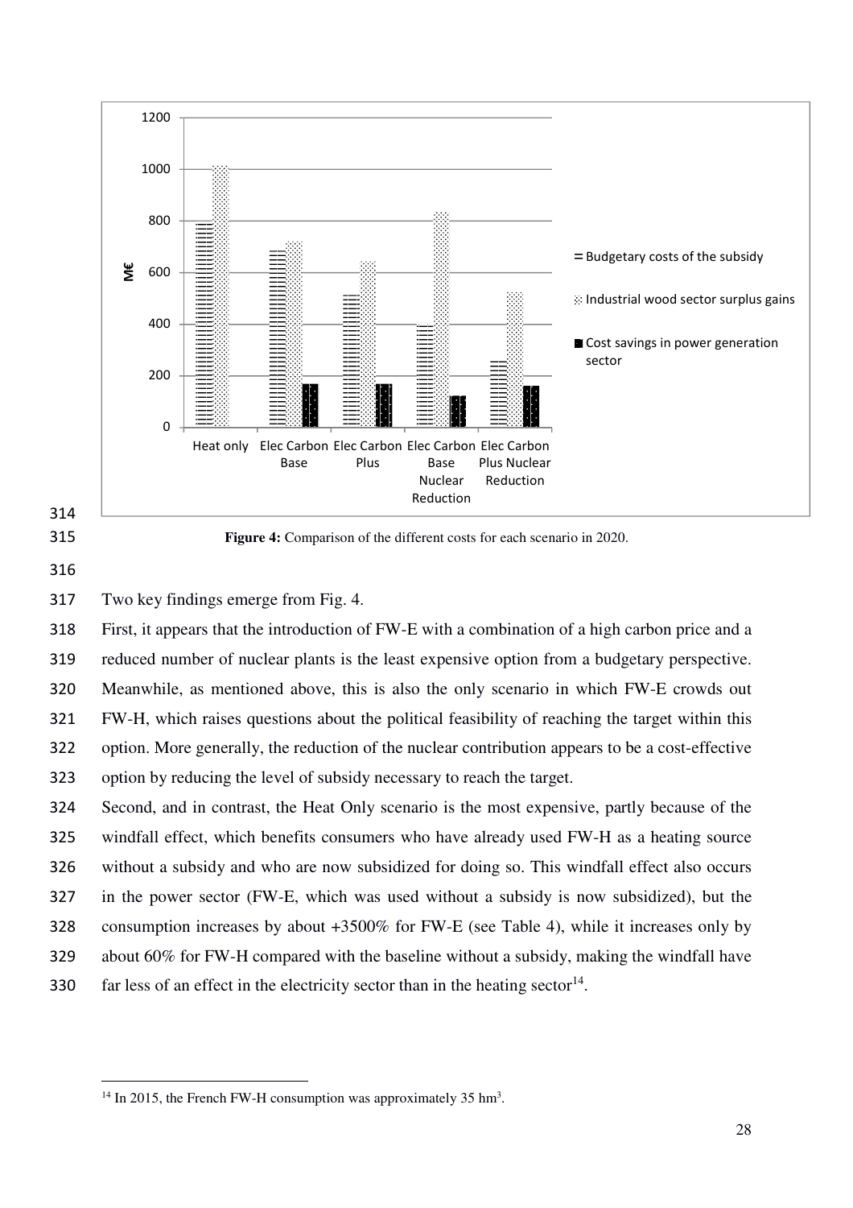**Figure 4:** Comparison of the different costs for each scenario in 2020.

Two key findings emerge from Fig. 4.

First, it appears that the introduction of FW-E with a combination of a high carbon price and a reduced number of nuclear plants is the least expensive option from a budgetary perspective. Meanwhile, as mentioned above, this is also the only scenario in which FW-E crowds out FW-H, which raises questions about the political feasibility of reaching the target within this option. More generally, the reduction of the nuclear contribution appears to be a cost-effective option by reducing the level of subsidy necessary to reach the target.

Second, and in contrast, the Heat Only scenario is the most expensive, partly because of the windfall effect, which benefits consumers who have already used FW-H as a heating source without a subsidy and who are now subsidized for doing so. This windfall effect also occurs in the power sector (FW-E, which was used without a subsidy is now subsidized), but the consumption increases by about +3500% for FW-E (see Table 4), while it increases only by about 60% for FW-H compared with the baseline without a subsidy, making the windfall have far less of an effect in the electricity sector than in the heating sector[14].

---

[14] In 2015, the French FW-H consumption was approximately 35 $hm^3$.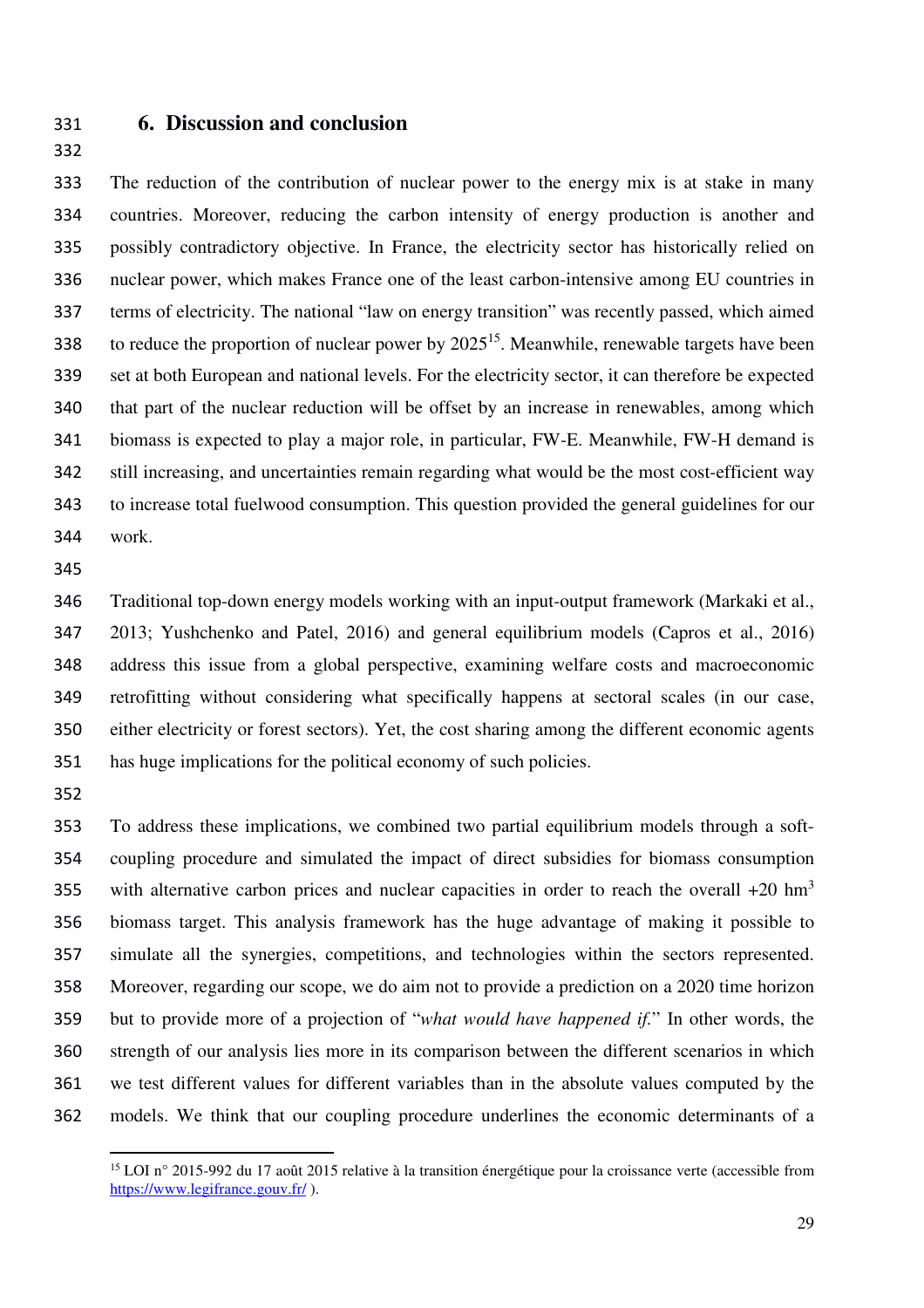## 6. Discussion and conclusion

The reduction of the contribution of nuclear power to the energy mix is at stake in many countries. Moreover, reducing the carbon intensity of energy production is another and possibly contradictory objective. In France, the electricity sector has historically relied on nuclear power, which makes France one of the least carbon-intensive among EU countries in terms of electricity. The national "law on energy transition" was recently passed, which aimed to reduce the proportion of nuclear power by 2025[15]. Meanwhile, renewable targets have been set at both European and national levels. For the electricity sector, it can therefore be expected that part of the nuclear reduction will be offset by an increase in renewables, among which biomass is expected to play a major role, in particular, FW-E. Meanwhile, FW-H demand is still increasing, and uncertainties remain regarding what would be the most cost-efficient way to increase total fuelwood consumption. This question provided the general guidelines for our work.

Traditional top-down energy models working with an input-output framework (Markaki et al., 2013; Yushchenko and Patel, 2016) and general equilibrium models (Capros et al., 2016) address this issue from a global perspective, examining welfare costs and macroeconomic retrofitting without considering what specifically happens at sectoral scales (in our case, either electricity or forest sectors). Yet, the cost sharing among the different economic agents has huge implications for the political economy of such policies.

To address these implications, we combined two partial equilibrium models through a soft-coupling procedure and simulated the impact of direct subsidies for biomass consumption with alternative carbon prices and nuclear capacities in order to reach the overall +20 $hm^3$ biomass target. This analysis framework has the huge advantage of making it possible to simulate all the synergies, competitions, and technologies within the sectors represented. Moreover, regarding our scope, we do aim not to provide a prediction on a 2020 time horizon but to provide more of a projection of "*what would have happened if.*" In other words, the strength of our analysis lies more in its comparison between the different scenarios in which we test different values for different variables than in the absolute values computed by the models. We think that our coupling procedure underlines the economic determinants of a

[15] LOI n° 2015-992 du 17 août 2015 relative à la transition énergétique pour la croissance verte (accessible from https://www.legifrance.gouv.fr/ ).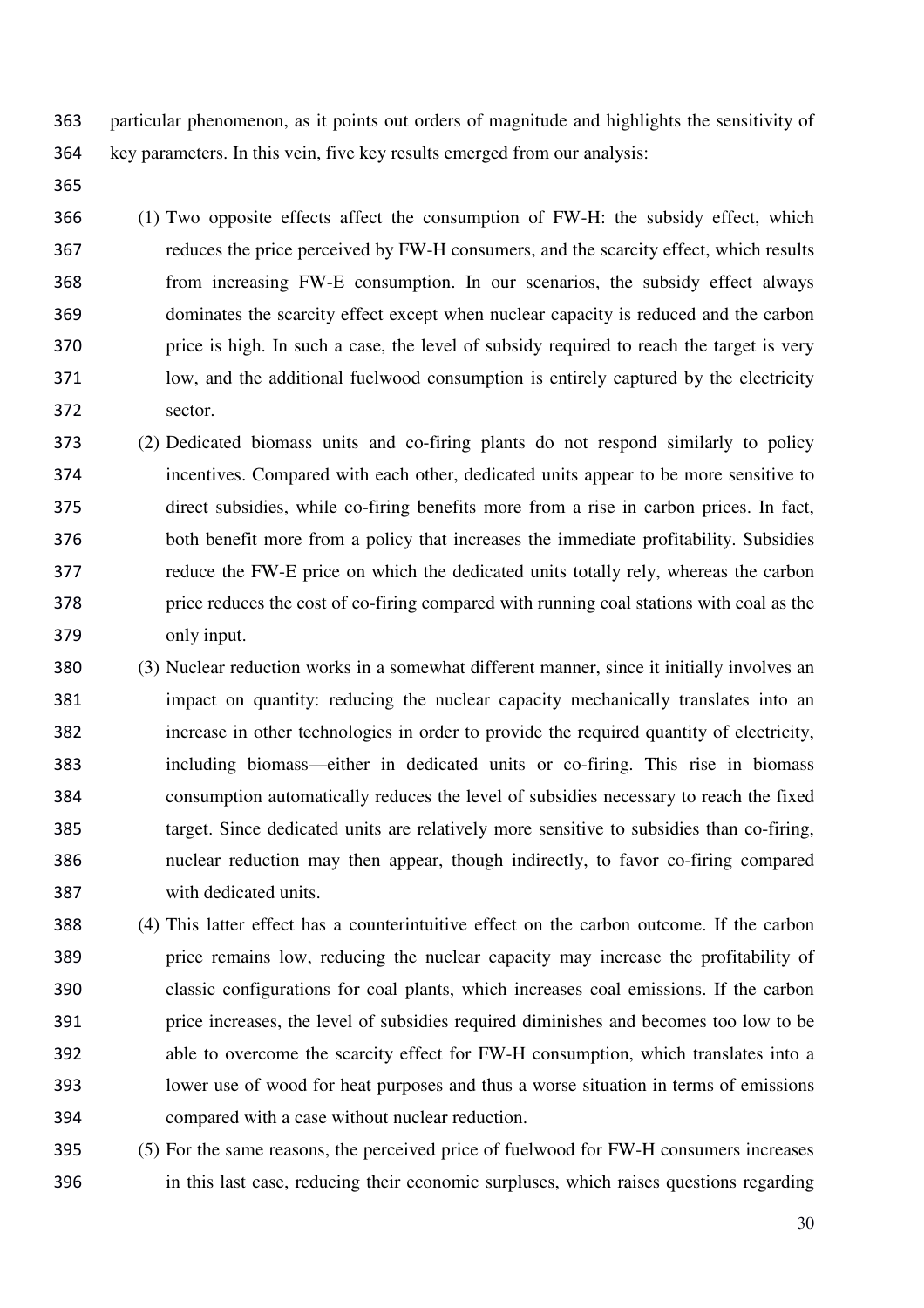particular phenomenon, as it points out orders of magnitude and highlights the sensitivity of key parameters. In this vein, five key results emerged from our analysis:

(1) Two opposite effects affect the consumption of FW-H: the subsidy effect, which reduces the price perceived by FW-H consumers, and the scarcity effect, which results from increasing FW-E consumption. In our scenarios, the subsidy effect always dominates the scarcity effect except when nuclear capacity is reduced and the carbon price is high. In such a case, the level of subsidy required to reach the target is very low, and the additional fuelwood consumption is entirely captured by the electricity sector.

(2) Dedicated biomass units and co-firing plants do not respond similarly to policy incentives. Compared with each other, dedicated units appear to be more sensitive to direct subsidies, while co-firing benefits more from a rise in carbon prices. In fact, both benefit more from a policy that increases the immediate profitability. Subsidies reduce the FW-E price on which the dedicated units totally rely, whereas the carbon price reduces the cost of co-firing compared with running coal stations with coal as the only input.

(3) Nuclear reduction works in a somewhat different manner, since it initially involves an impact on quantity: reducing the nuclear capacity mechanically translates into an increase in other technologies in order to provide the required quantity of electricity, including biomass—either in dedicated units or co-firing. This rise in biomass consumption automatically reduces the level of subsidies necessary to reach the fixed target. Since dedicated units are relatively more sensitive to subsidies than co-firing, nuclear reduction may then appear, though indirectly, to favor co-firing compared with dedicated units.

(4) This latter effect has a counterintuitive effect on the carbon outcome. If the carbon price remains low, reducing the nuclear capacity may increase the profitability of classic configurations for coal plants, which increases coal emissions. If the carbon price increases, the level of subsidies required diminishes and becomes too low to be able to overcome the scarcity effect for FW-H consumption, which translates into a lower use of wood for heat purposes and thus a worse situation in terms of emissions compared with a case without nuclear reduction.

(5) For the same reasons, the perceived price of fuelwood for FW-H consumers increases in this last case, reducing their economic surpluses, which raises questions regarding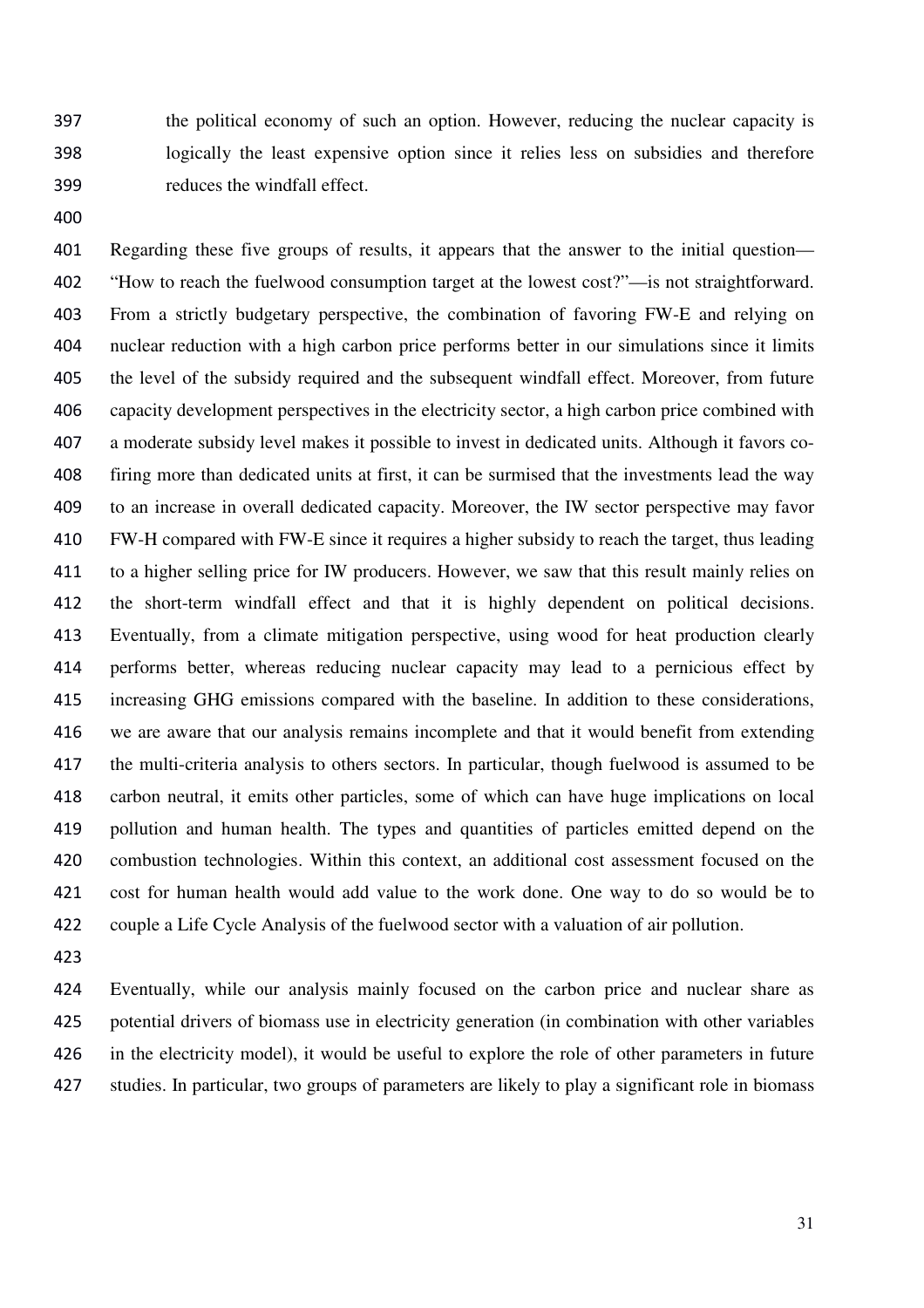the political economy of such an option. However, reducing the nuclear capacity is logically the least expensive option since it relies less on subsidies and therefore reduces the windfall effect.

Regarding these five groups of results, it appears that the answer to the initial question—"How to reach the fuelwood consumption target at the lowest cost?"—is not straightforward. From a strictly budgetary perspective, the combination of favoring FW-E and relying on nuclear reduction with a high carbon price performs better in our simulations since it limits the level of the subsidy required and the subsequent windfall effect. Moreover, from future capacity development perspectives in the electricity sector, a high carbon price combined with a moderate subsidy level makes it possible to invest in dedicated units. Although it favors co-firing more than dedicated units at first, it can be surmised that the investments lead the way to an increase in overall dedicated capacity. Moreover, the IW sector perspective may favor FW-H compared with FW-E since it requires a higher subsidy to reach the target, thus leading to a higher selling price for IW producers. However, we saw that this result mainly relies on the short-term windfall effect and that it is highly dependent on political decisions. Eventually, from a climate mitigation perspective, using wood for heat production clearly performs better, whereas reducing nuclear capacity may lead to a pernicious effect by increasing GHG emissions compared with the baseline. In addition to these considerations, we are aware that our analysis remains incomplete and that it would benefit from extending the multi-criteria analysis to others sectors. In particular, though fuelwood is assumed to be carbon neutral, it emits other particles, some of which can have huge implications on local pollution and human health. The types and quantities of particles emitted depend on the combustion technologies. Within this context, an additional cost assessment focused on the cost for human health would add value to the work done. One way to do so would be to couple a Life Cycle Analysis of the fuelwood sector with a valuation of air pollution.

Eventually, while our analysis mainly focused on the carbon price and nuclear share as potential drivers of biomass use in electricity generation (in combination with other variables in the electricity model), it would be useful to explore the role of other parameters in future studies. In particular, two groups of parameters are likely to play a significant role in biomass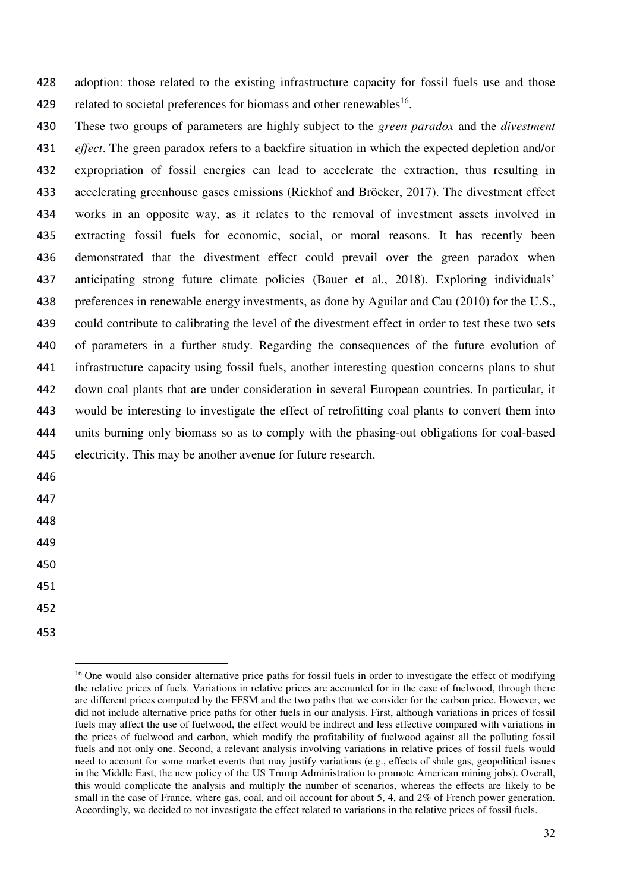adoption: those related to the existing infrastructure capacity for fossil fuels use and those related to societal preferences for biomass and other renewables[16].

These two groups of parameters are highly subject to the *green paradox* and the *divestment effect*. The green paradox refers to a backfire situation in which the expected depletion and/or expropriation of fossil energies can lead to accelerate the extraction, thus resulting in accelerating greenhouse gases emissions (Riekhof and Bröcker, 2017). The divestment effect works in an opposite way, as it relates to the removal of investment assets involved in extracting fossil fuels for economic, social, or moral reasons. It has recently been demonstrated that the divestment effect could prevail over the green paradox when anticipating strong future climate policies (Bauer et al., 2018). Exploring individuals' preferences in renewable energy investments, as done by Aguilar and Cau (2010) for the U.S., could contribute to calibrating the level of the divestment effect in order to test these two sets of parameters in a further study. Regarding the consequences of the future evolution of infrastructure capacity using fossil fuels, another interesting question concerns plans to shut down coal plants that are under consideration in several European countries. In particular, it would be interesting to investigate the effect of retrofitting coal plants to convert them into units burning only biomass so as to comply with the phasing-out obligations for coal-based electricity. This may be another avenue for future research.

[16] One would also consider alternative price paths for fossil fuels in order to investigate the effect of modifying the relative prices of fuels. Variations in relative prices are accounted for in the case of fuelwood, through there are different prices computed by the FFSM and the two paths that we consider for the carbon price. However, we did not include alternative price paths for other fuels in our analysis. First, although variations in prices of fossil fuels may affect the use of fuelwood, the effect would be indirect and less effective compared with variations in the prices of fuelwood and carbon, which modify the profitability of fuelwood against all the polluting fossil fuels and not only one. Second, a relevant analysis involving variations in relative prices of fossil fuels would need to account for some market events that may justify variations (e.g., effects of shale gas, geopolitical issues in the Middle East, the new policy of the US Trump Administration to promote American mining jobs). Overall, this would complicate the analysis and multiply the number of scenarios, whereas the effects are likely to be small in the case of France, where gas, coal, and oil account for about 5, 4, and 2% of French power generation. Accordingly, we decided to not investigate the effect related to variations in the relative prices of fossil fuels.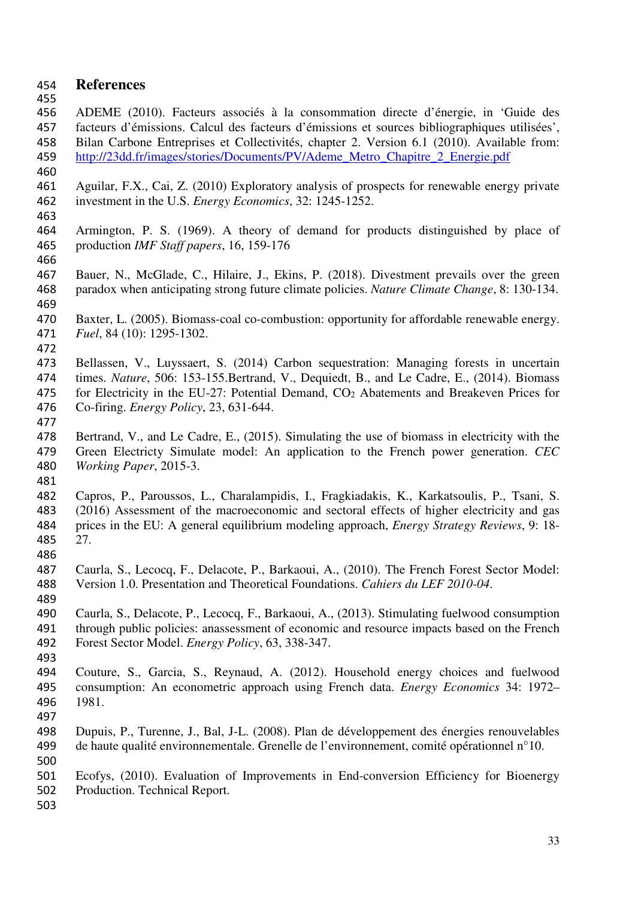# References

ADEME (2010). Facteurs associés à la consommation directe d'énergie, in 'Guide des facteurs d'émissions. Calcul des facteurs d'émissions et sources bibliographiques utilisées', Bilan Carbone Entreprises et Collectivités, chapter 2. Version 6.1 (2010). Available from: http://23dd.fr/images/stories/Documents/PV/Ademe_Metro_Chapitre_2_Energie.pdf

Aguilar, F.X., Cai, Z. (2010) Exploratory analysis of prospects for renewable energy private investment in the U.S. *Energy Economics*, 32: 1245-1252.

Armington, P. S. (1969). A theory of demand for products distinguished by place of production *IMF Staff papers*, 16, 159-176

Bauer, N., McGlade, C., Hilaire, J., Ekins, P. (2018). Divestment prevails over the green paradox when anticipating strong future climate policies. *Nature Climate Change*, 8: 130-134.

Baxter, L. (2005). Biomass-coal co-combustion: opportunity for affordable renewable energy. *Fuel*, 84 (10): 1295-1302.

Bellassen, V., Luyssaert, S. (2014) Carbon sequestration: Managing forests in uncertain times. *Nature*, 506: 153-155.Bertrand, V., Dequiedt, B., and Le Cadre, E., (2014). Biomass for Electricity in the EU-27: Potential Demand, $CO_2$ Abatements and Breakeven Prices for Co-firing. *Energy Policy*, 23, 631-644.

Bertrand, V., and Le Cadre, E., (2015). Simulating the use of biomass in electricity with the Green Electricty Simulate model: An application to the French power generation. *CEC Working Paper*, 2015-3.

Capros, P., Paroussos, L., Charalampidis, I., Fragkiadakis, K., Karkatsoulis, P., Tsani, S. (2016) Assessment of the macroeconomic and sectoral effects of higher electricity and gas prices in the EU: A general equilibrium modeling approach, *Energy Strategy Reviews*, 9: 18-27.

Caurla, S., Lecocq, F., Delacote, P., Barkaoui, A., (2010). The French Forest Sector Model: Version 1.0. Presentation and Theoretical Foundations. *Cahiers du LEF 2010-04*.

Caurla, S., Delacote, P., Lecocq, F., Barkaoui, A., (2013). Stimulating fuelwood consumption through public policies: anassessment of economic and resource impacts based on the French Forest Sector Model. *Energy Policy*, 63, 338-347.

Couture, S., Garcia, S., Reynaud, A. (2012). Household energy choices and fuelwood consumption: An econometric approach using French data. *Energy Economics* 34: 1972–1981.

Dupuis, P., Turenne, J., Bal, J-L. (2008). Plan de développement des énergies renouvelables de haute qualité environnementale. Grenelle de l'environnement, comité opérationnel n°10.

Ecofys, (2010). Evaluation of Improvements in End-conversion Efficiency for Bioenergy Production. Technical Report.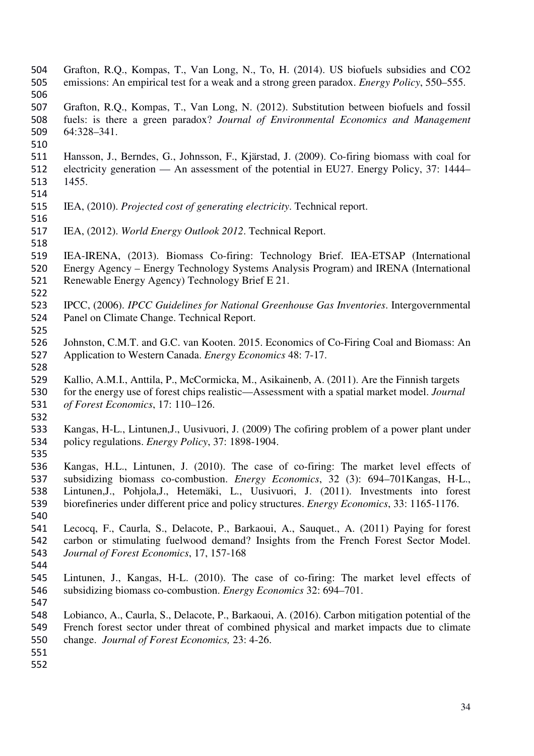Grafton, R.Q., Kompas, T., Van Long, N., To, H. (2014). US biofuels subsidies and CO2 emissions: An empirical test for a weak and a strong green paradox. *Energy Policy*, 550–555.

Grafton, R.Q., Kompas, T., Van Long, N. (2012). Substitution between biofuels and fossil fuels: is there a green paradox? *Journal of Environmental Economics and Management* 64:328–341.

Hansson, J., Berndes, G., Johnsson, F., Kjärstad, J. (2009). Co-firing biomass with coal for electricity generation — An assessment of the potential in EU27. Energy Policy, 37: 1444–1455.

IEA, (2010). *Projected cost of generating electricity*. Technical report.

IEA, (2012). *World Energy Outlook 2012*. Technical Report.

IEA-IRENA, (2013). Biomass Co-firing: Technology Brief. IEA-ETSAP (International Energy Agency – Energy Technology Systems Analysis Program) and IRENA (International Renewable Energy Agency) Technology Brief E 21.

IPCC, (2006). *IPCC Guidelines for National Greenhouse Gas Inventories*. Intergovernmental Panel on Climate Change. Technical Report.

Johnston, C.M.T. and G.C. van Kooten. 2015. Economics of Co-Firing Coal and Biomass: An Application to Western Canada. *Energy Economics* 48: 7-17.

Kallio, A.M.I., Anttila, P., McCormicka, M., Asikainenb, A. (2011). Are the Finnish targets for the energy use of forest chips realistic—Assessment with a spatial market model. *Journal of Forest Economics*, 17: 110–126.

Kangas, H-L., Lintunen,J., Uusivuori, J. (2009) The cofiring problem of a power plant under policy regulations. *Energy Policy*, 37: 1898-1904.

Kangas, H.L., Lintunen, J. (2010). The case of co-firing: The market level effects of subsidizing biomass co-combustion. *Energy Economics*, 32 (3): 694–701Kangas, H-L., Lintunen,J., Pohjola,J., Hetemäki, L., Uusivuori, J. (2011). Investments into forest biorefineries under different price and policy structures. *Energy Economics*, 33: 1165-1176.

Lecocq, F., Caurla, S., Delacote, P., Barkaoui, A., Sauquet., A. (2011) Paying for forest carbon or stimulating fuelwood demand? Insights from the French Forest Sector Model. *Journal of Forest Economics*, 17, 157-168

Lintunen, J., Kangas, H-L. (2010). The case of co-firing: The market level effects of subsidizing biomass co-combustion. *Energy Economics* 32: 694–701.

Lobianco, A., Caurla, S., Delacote, P., Barkaoui, A. (2016). Carbon mitigation potential of the French forest sector under threat of combined physical and market impacts due to climate change. *Journal of Forest Economics,* 23: 4-26.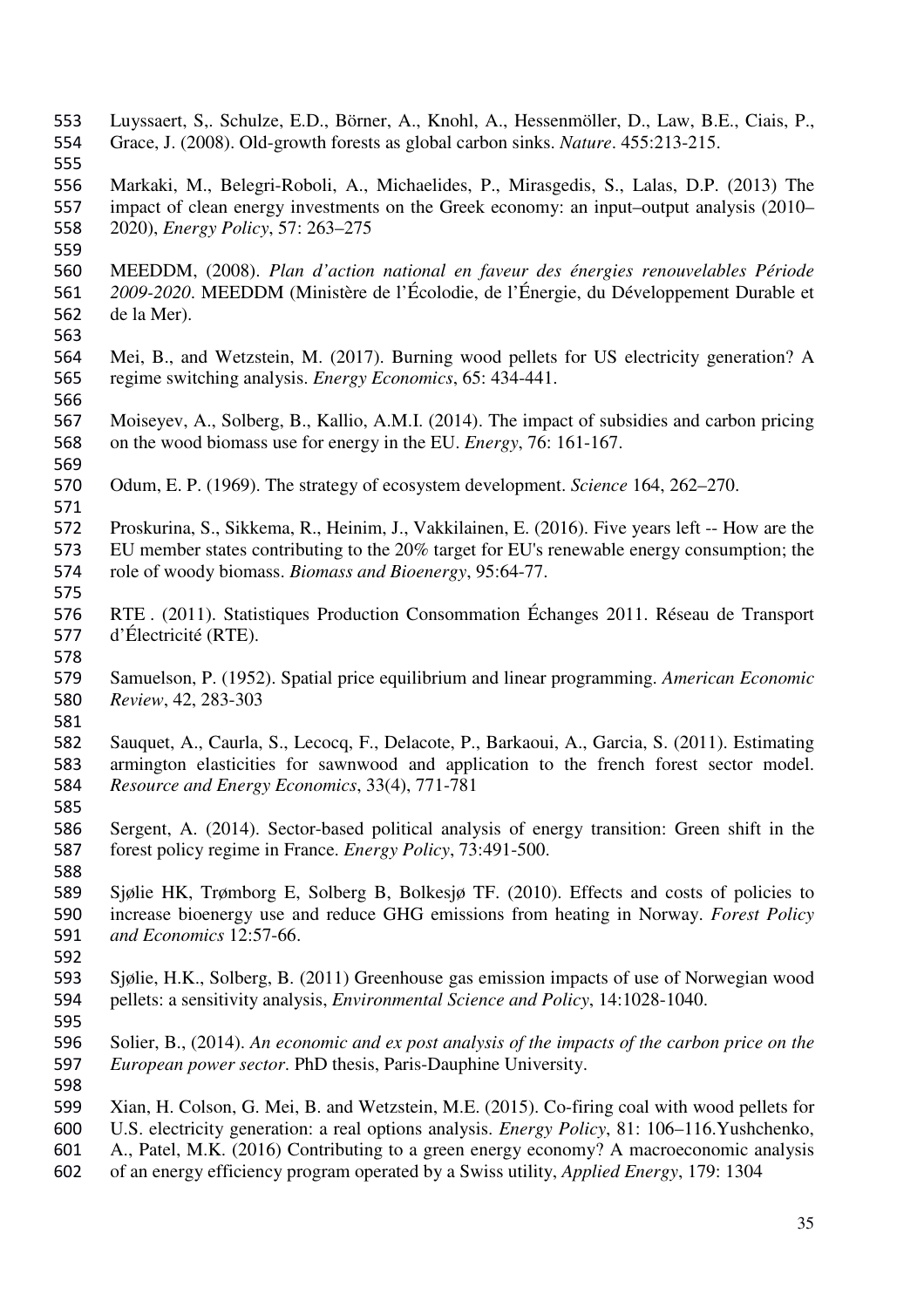Luyssaert, S,. Schulze, E.D., Börner, A., Knohl, A., Hessenmöller, D., Law, B.E., Ciais, P., Grace, J. (2008). Old-growth forests as global carbon sinks. *Nature*. 455:213-215.

Markaki, M., Belegri-Roboli, A., Michaelides, P., Mirasgedis, S., Lalas, D.P. (2013) The impact of clean energy investments on the Greek economy: an input–output analysis (2010–2020), *Energy Policy*, 57: 263–275

MEEDDM, (2008). *Plan d'action national en faveur des énergies renouvelables Période 2009-2020*. MEEDDM (Ministère de l'Écolodie, de l'Énergie, du Développement Durable et de la Mer).

Mei, B., and Wetzstein, M. (2017). Burning wood pellets for US electricity generation? A regime switching analysis. *Energy Economics*, 65: 434-441.

Moiseyev, A., Solberg, B., Kallio, A.M.I. (2014). The impact of subsidies and carbon pricing on the wood biomass use for energy in the EU. *Energy*, 76: 161-167.

Odum, E. P. (1969). The strategy of ecosystem development. *Science* 164, 262–270.

Proskurina, S., Sikkema, R., Heinim, J., Vakkilainen, E. (2016). Five years left -- How are the EU member states contributing to the 20% target for EU's renewable energy consumption; the role of woody biomass. *Biomass and Bioenergy*, 95:64-77.

RTE . (2011). Statistiques Production Consommation Échanges 2011. Réseau de Transport d'Électricité (RTE).

Samuelson, P. (1952). Spatial price equilibrium and linear programming. *American Economic Review*, 42, 283-303

Sauquet, A., Caurla, S., Lecocq, F., Delacote, P., Barkaoui, A., Garcia, S. (2011). Estimating armington elasticities for sawnwood and application to the french forest sector model. *Resource and Energy Economics*, 33(4), 771-781

Sergent, A. (2014). Sector-based political analysis of energy transition: Green shift in the forest policy regime in France. *Energy Policy*, 73:491-500.

Sjølie HK, Trømborg E, Solberg B, Bolkesjø TF. (2010). Effects and costs of policies to increase bioenergy use and reduce GHG emissions from heating in Norway. *Forest Policy and Economics* 12:57-66.

Sjølie, H.K., Solberg, B. (2011) Greenhouse gas emission impacts of use of Norwegian wood pellets: a sensitivity analysis, *Environmental Science and Policy*, 14:1028-1040.

Solier, B., (2014). *An economic and ex post analysis of the impacts of the carbon price on the European power sector*. PhD thesis, Paris-Dauphine University.

Xian, H. Colson, G. Mei, B. and Wetzstein, M.E. (2015). Co-firing coal with wood pellets for U.S. electricity generation: a real options analysis. *Energy Policy*, 81: 106–116.Yushchenko, A., Patel, M.K. (2016) Contributing to a green energy economy? A macroeconomic analysis of an energy efficiency program operated by a Swiss utility, *Applied Energy*, 179: 1304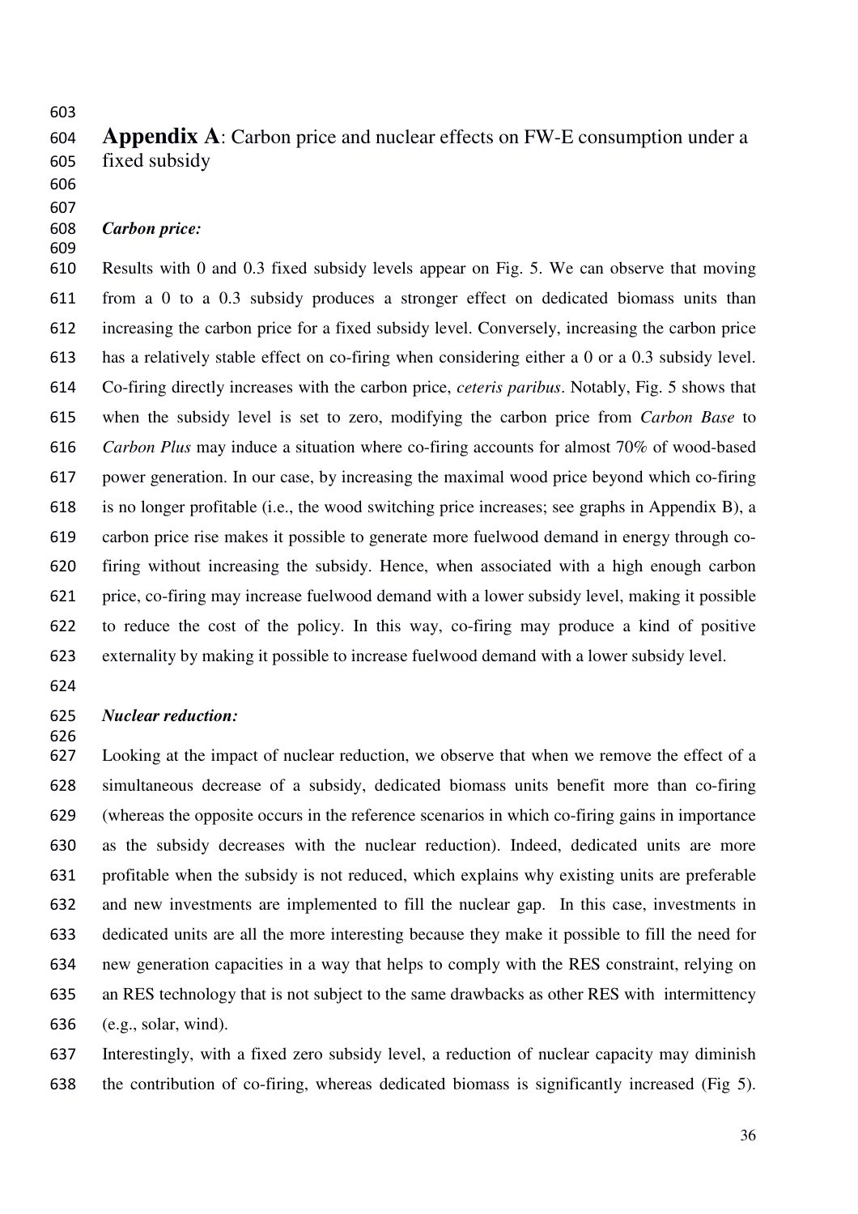## **Appendix A**: Carbon price and nuclear effects on FW-E consumption under a fixed subsidy

### *Carbon price:*

Results with 0 and 0.3 fixed subsidy levels appear on Fig. 5. We can observe that moving from a 0 to a 0.3 subsidy produces a stronger effect on dedicated biomass units than increasing the carbon price for a fixed subsidy level. Conversely, increasing the carbon price has a relatively stable effect on co-firing when considering either a 0 or a 0.3 subsidy level. Co-firing directly increases with the carbon price, *ceteris paribus*. Notably, Fig. 5 shows that when the subsidy level is set to zero, modifying the carbon price from *Carbon Base* to *Carbon Plus* may induce a situation where co-firing accounts for almost 70% of wood-based power generation. In our case, by increasing the maximal wood price beyond which co-firing is no longer profitable (i.e., the wood switching price increases; see graphs in Appendix B), a carbon price rise makes it possible to generate more fuelwood demand in energy through co-firing without increasing the subsidy. Hence, when associated with a high enough carbon price, co-firing may increase fuelwood demand with a lower subsidy level, making it possible to reduce the cost of the policy. In this way, co-firing may produce a kind of positive externality by making it possible to increase fuelwood demand with a lower subsidy level.

### *Nuclear reduction:*

Looking at the impact of nuclear reduction, we observe that when we remove the effect of a simultaneous decrease of a subsidy, dedicated biomass units benefit more than co-firing (whereas the opposite occurs in the reference scenarios in which co-firing gains in importance as the subsidy decreases with the nuclear reduction). Indeed, dedicated units are more profitable when the subsidy is not reduced, which explains why existing units are preferable and new investments are implemented to fill the nuclear gap. In this case, investments in dedicated units are all the more interesting because they make it possible to fill the need for new generation capacities in a way that helps to comply with the RES constraint, relying on an RES technology that is not subject to the same drawbacks as other RES with intermittency (e.g., solar, wind).

Interestingly, with a fixed zero subsidy level, a reduction of nuclear capacity may diminish the contribution of co-firing, whereas dedicated biomass is significantly increased (Fig 5).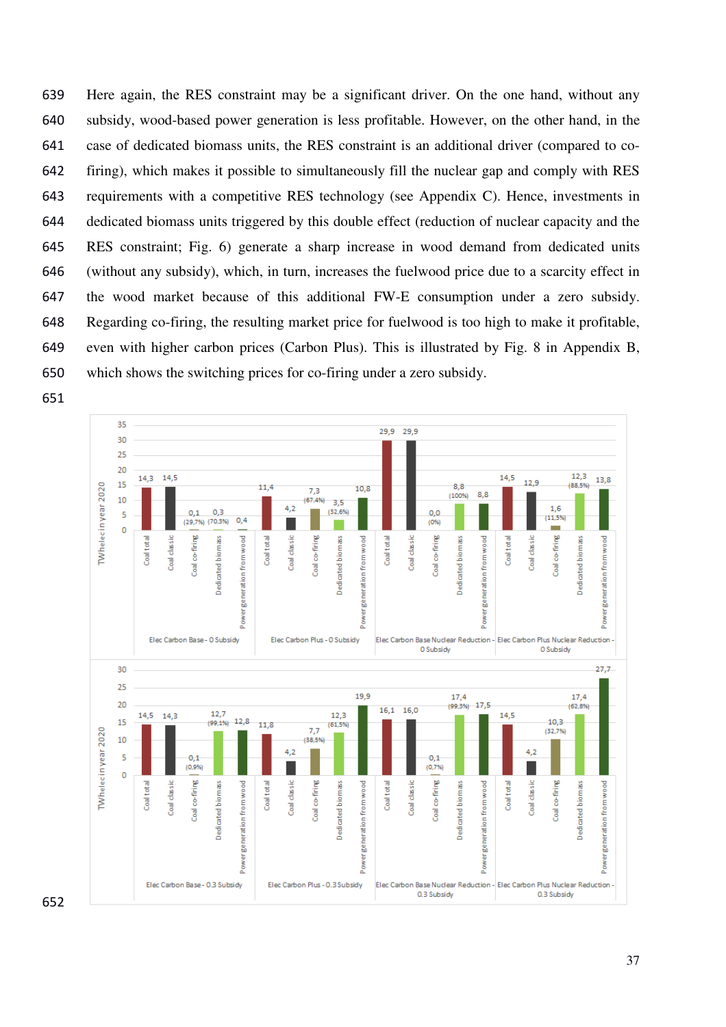Here again, the RES constraint may be a significant driver. On the one hand, without any subsidy, wood-based power generation is less profitable. However, on the other hand, in the case of dedicated biomass units, the RES constraint is an additional driver (compared to co-firing), which makes it possible to simultaneously fill the nuclear gap and comply with RES requirements with a competitive RES technology (see Appendix C). Hence, investments in dedicated biomass units triggered by this double effect (reduction of nuclear capacity and the RES constraint; Fig. 6) generate a sharp increase in wood demand from dedicated units (without any subsidy), which, in turn, increases the fuelwood price due to a scarcity effect in the wood market because of this additional FW-E consumption under a zero subsidy. Regarding co-firing, the resulting market price for fuelwood is too high to make it profitable, even with higher carbon prices (Carbon Plus). This is illustrated by Fig. 8 in Appendix B, which shows the switching prices for co-firing under a zero subsidy.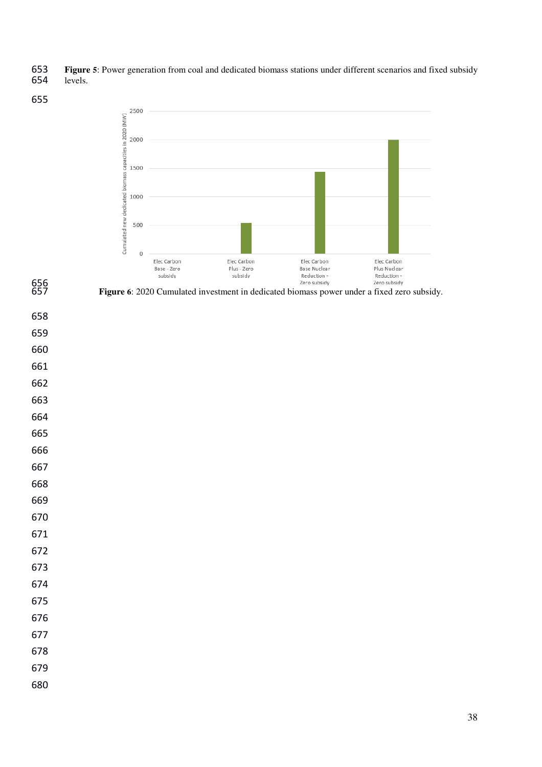**Figure 5**: Power generation from coal and dedicated biomass stations under different scenarios and fixed subsidy levels.

**Figure 6**: 2020 Cumulated investment in dedicated biomass power under a fixed zero subsidy.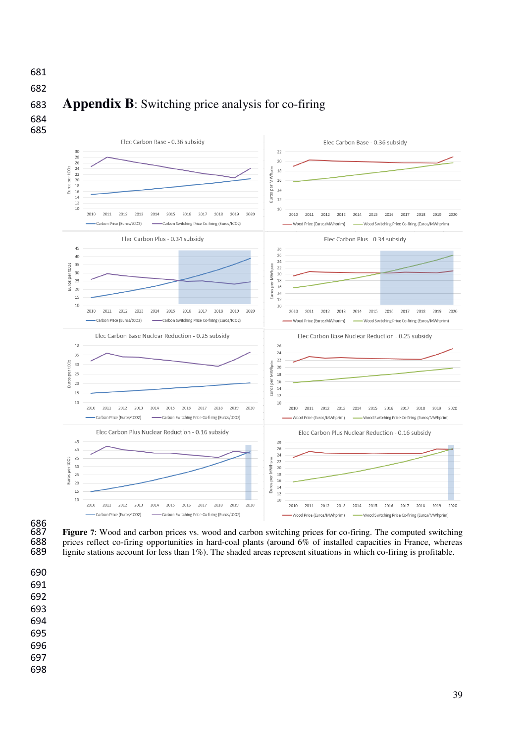# Appendix B: Switching price analysis for co-firing

**Figure 7**: Wood and carbon prices vs. wood and carbon switching prices for co-firing. The computed switching prices reflect co-firing opportunities in hard-coal plants (around 6% of installed capacities in France, whereas lignite stations account for less than 1%). The shaded areas represent situations in which co-firing is profitable.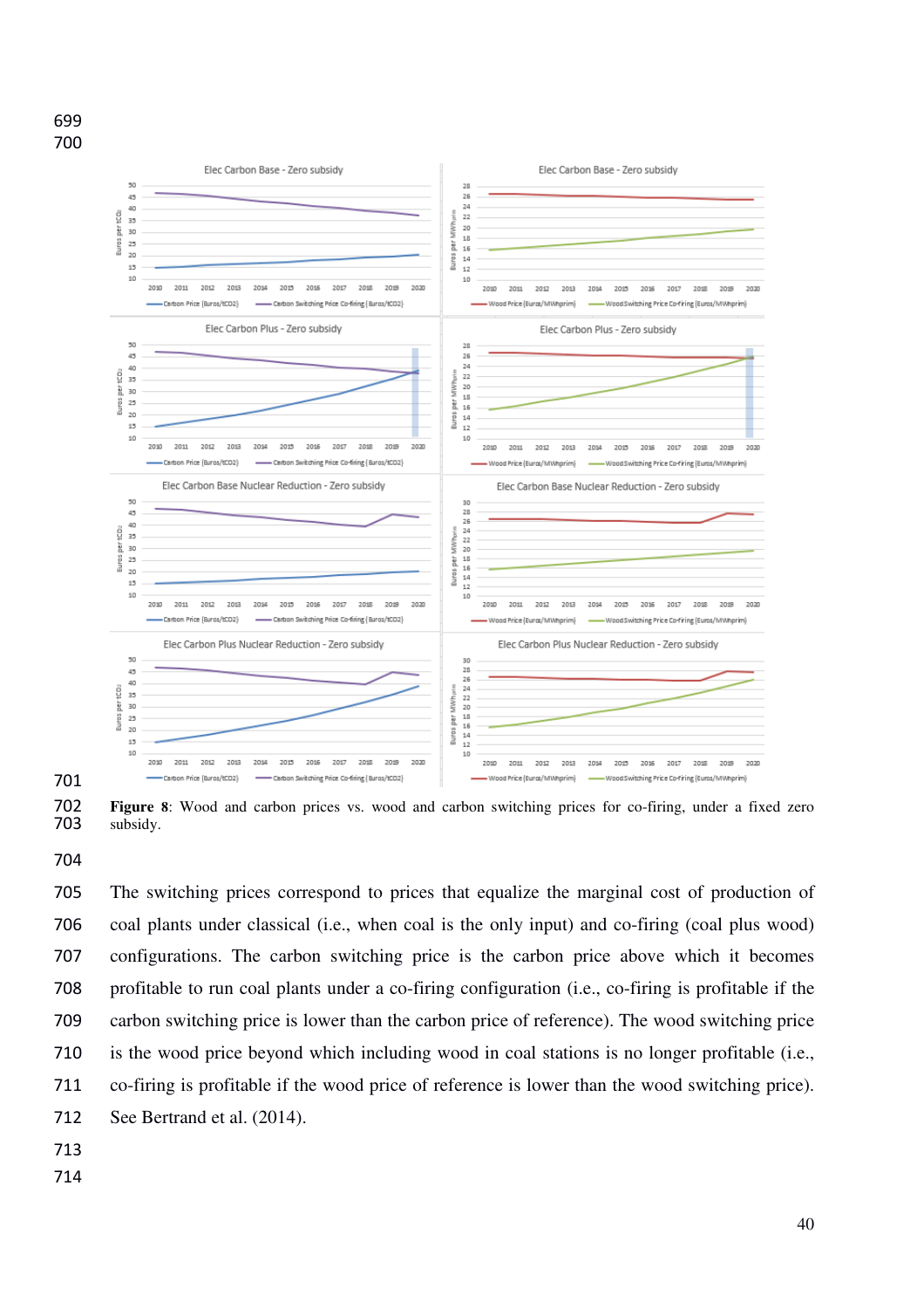**Figure 8**: Wood and carbon prices vs. wood and carbon switching prices for co-firing, under a fixed zero subsidy.

The switching prices correspond to prices that equalize the marginal cost of production of coal plants under classical (i.e., when coal is the only input) and co-firing (coal plus wood) configurations. The carbon switching price is the carbon price above which it becomes profitable to run coal plants under a co-firing configuration (i.e., co-firing is profitable if the carbon switching price is lower than the carbon price of reference). The wood switching price is the wood price beyond which including wood in coal stations is no longer profitable (i.e., co-firing is profitable if the wood price of reference is lower than the wood switching price). See Bertrand et al. (2014).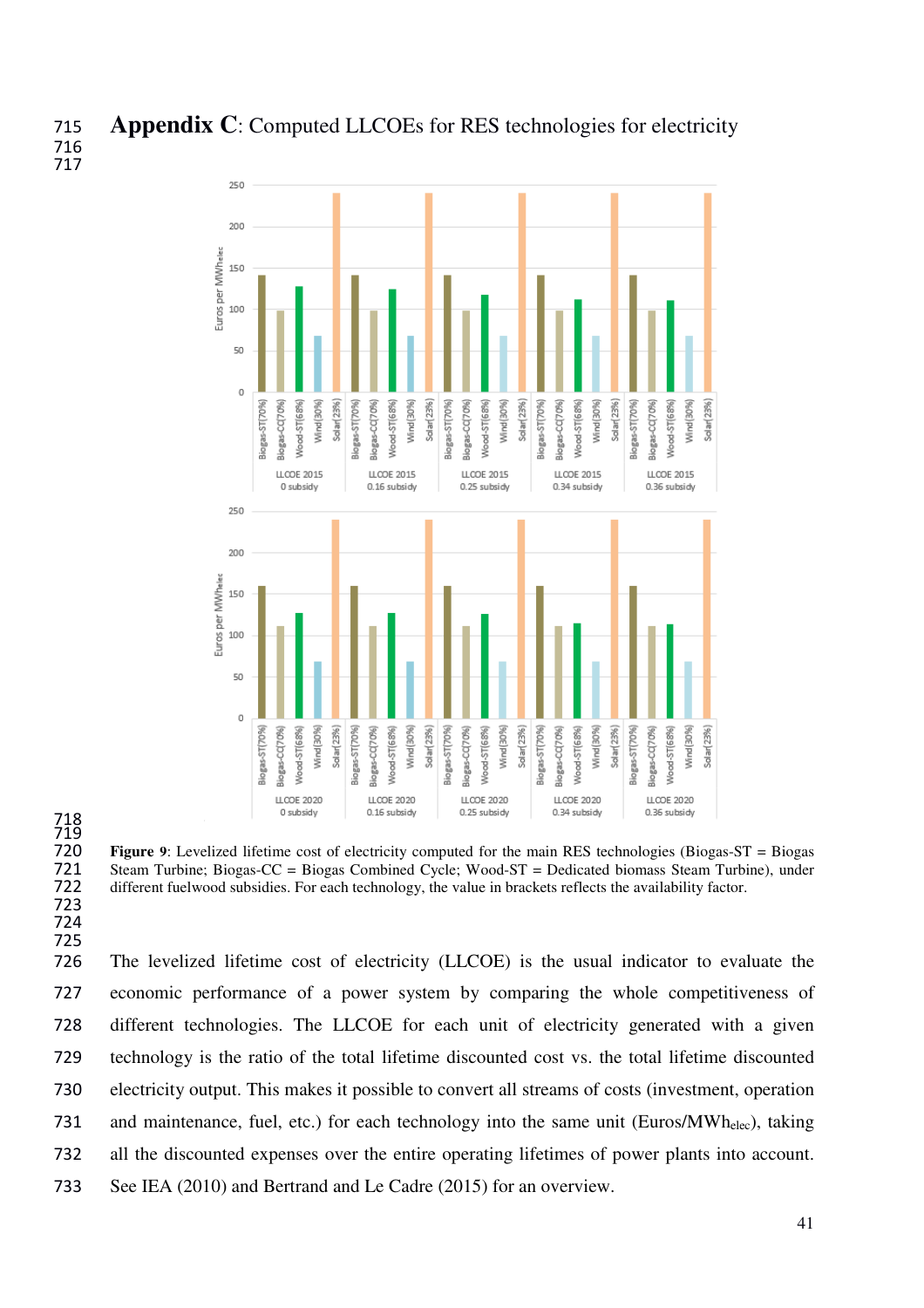# **Appendix C**: Computed LLCOEs for RES technologies for electricity

**Figure 9**: Levelized lifetime cost of electricity computed for the main RES technologies (Biogas-ST = Biogas Steam Turbine; Biogas-CC = Biogas Combined Cycle; Wood-ST = Dedicated biomass Steam Turbine), under different fuelwood subsidies. For each technology, the value in brackets reflects the availability factor.

The levelized lifetime cost of electricity (LLCOE) is the usual indicator to evaluate the economic performance of a power system by comparing the whole competitiveness of different technologies. The LLCOE for each unit of electricity generated with a given technology is the ratio of the total lifetime discounted cost vs. the total lifetime discounted electricity output. This makes it possible to convert all streams of costs (investment, operation and maintenance, fuel, etc.) for each technology into the same unit (Euros/$MWh_{elec}$), taking all the discounted expenses over the entire operating lifetimes of power plants into account. See IEA (2010) and Bertrand and Le Cadre (2015) for an overview.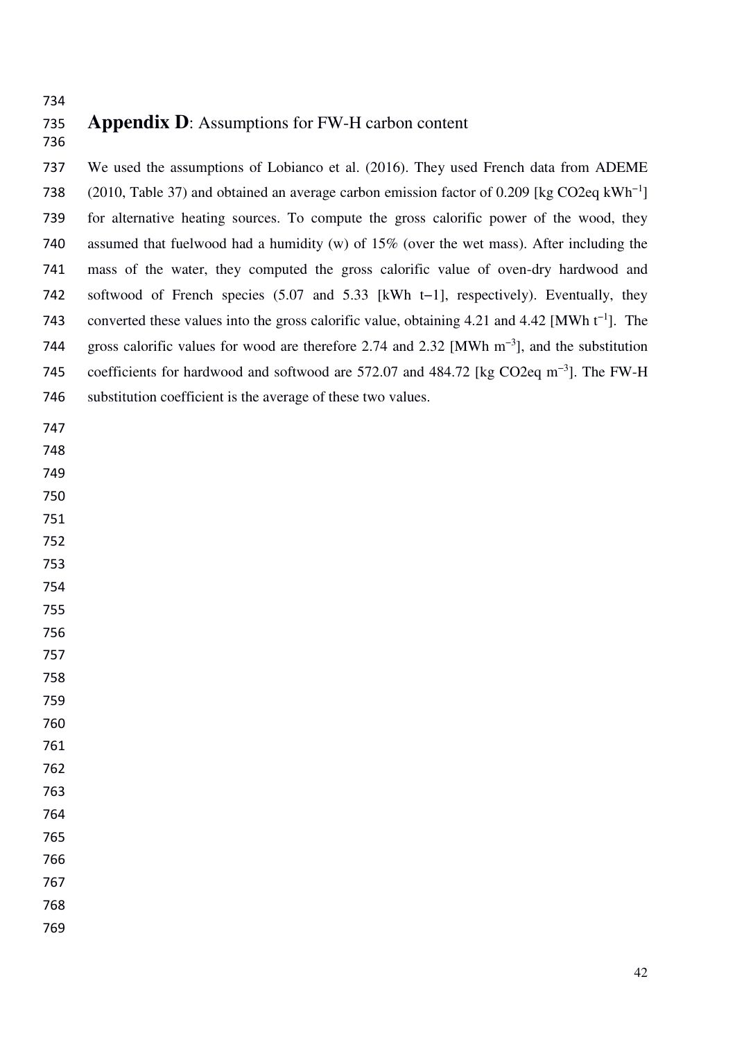## **Appendix D**: Assumptions for FW-H carbon content

We used the assumptions of Lobianco et al. (2016). They used French data from ADEME (2010, Table 37) and obtained an average carbon emission factor of 0.209 [kg CO2eq $kWh^{-1}$] for alternative heating sources. To compute the gross calorific power of the wood, they assumed that fuelwood had a humidity (w) of 15% (over the wet mass). After including the mass of the water, they computed the gross calorific value of oven-dry hardwood and softwood of French species (5.07 and 5.33 [kWh t−1], respectively). Eventually, they converted these values into the gross calorific value, obtaining 4.21 and 4.42 [MWh $t^{-1}$]. The gross calorific values for wood are therefore 2.74 and 2.32 [MWh $m^{-3}$], and the substitution coefficients for hardwood and softwood are 572.07 and 484.72 [kg CO2eq $m^{-3}$]. The FW-H substitution coefficient is the average of these two values.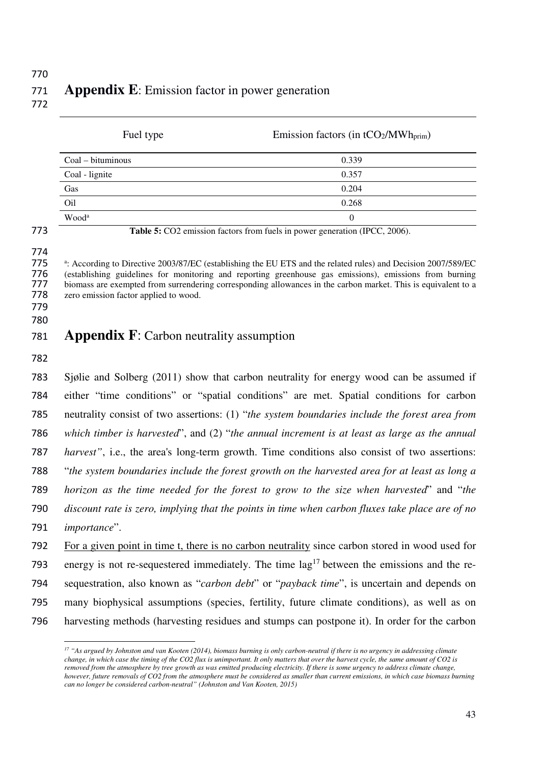## **Appendix E**: Emission factor in power generation

| Fuel type | Emission factors (in $tCO_2/MWh_{prim}$) |
|---|---|
| Coal – bituminous | 0.339 |
| Coal - lignite | 0.357 |
| Gas | 0.204 |
| Oil | 0.268 |
| Wood[a] | 0 |

**Table 5:** CO2 emission factors from fuels in power generation (IPCC, 2006).

[a]: According to Directive 2003/87/EC (establishing the EU ETS and the related rules) and Decision 2007/589/EC (establishing guidelines for monitoring and reporting greenhouse gas emissions), emissions from burning biomass are exempted from surrendering corresponding allowances in the carbon market. This is equivalent to a zero emission factor applied to wood.

## **Appendix F**: Carbon neutrality assumption

Sjølie and Solberg (2011) show that carbon neutrality for energy wood can be assumed if either "time conditions" or "spatial conditions" are met. Spatial conditions for carbon neutrality consist of two assertions: (1) "*the system boundaries include the forest area from which timber is harvested*", and (2) "*the annual increment is at least as large as the annual harvest"*, i.e., the area's long-term growth. Time conditions also consist of two assertions: "*the system boundaries include the forest growth on the harvested area for at least as long a horizon as the time needed for the forest to grow to the size when harvested*" and "*the discount rate is zero, implying that the points in time when carbon fluxes take place are of no importance*".

For a given point in time t, there is no carbon neutrality since carbon stored in wood used for energy is not re-sequestered immediately. The time lag[17] between the emissions and the re-sequestration, also known as "*carbon debt*" or "*payback time*", is uncertain and depends on many biophysical assumptions (species, fertility, future climate conditions), as well as on harvesting methods (harvesting residues and stumps can postpone it). In order for the carbon

[17] *"As argued by Johnston and van Kooten (2014), biomass burning is only carbon-neutral if there is no urgency in addressing climate change, in which case the timing of the CO2 flux is unimportant. It only matters that over the harvest cycle, the same amount of CO2 is removed from the atmosphere by tree growth as was emitted producing electricity. If there is some urgency to address climate change, however, future removals of CO2 from the atmosphere must be considered as smaller than current emissions, in which case biomass burning can no longer be considered carbon-neutral" (Johnston and Van Kooten, 2015)*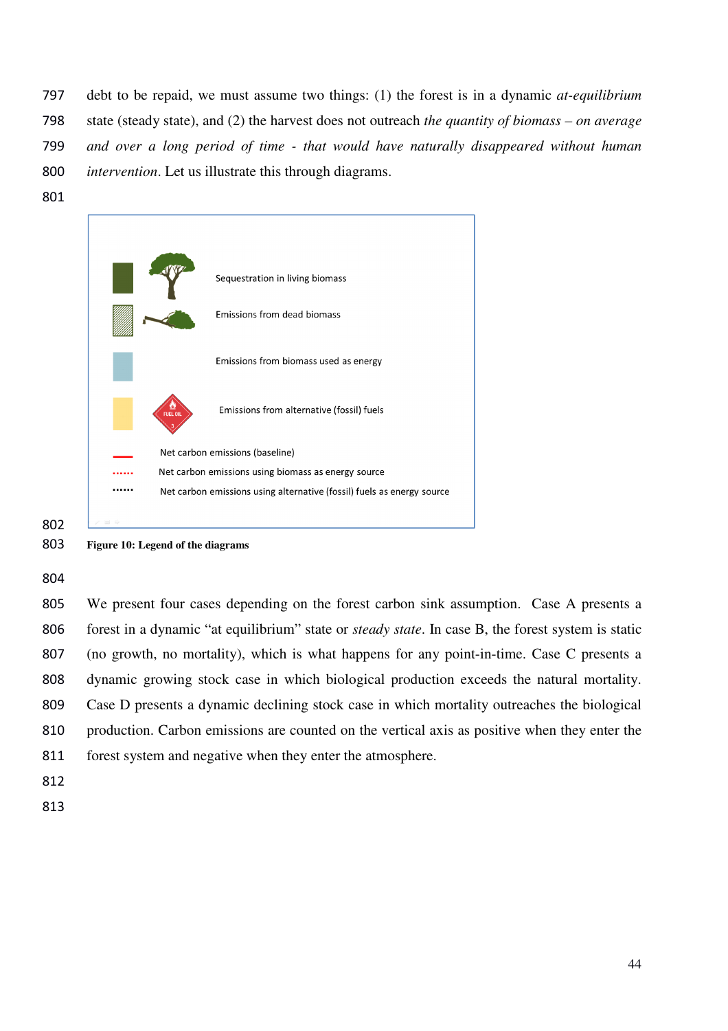debt to be repaid, we must assume two things: (1) the forest is in a dynamic *at-equilibrium* state (steady state), and (2) the harvest does not outreach *the quantity of biomass – on average and over a long period of time - that would have naturally disappeared without human intervention*. Let us illustrate this through diagrams.

Sequestration in living biomass

Emissions from dead biomass

Emissions from biomass used as energy

Emissions from alternative (fossil) fuels

Net carbon emissions (baseline)

Net carbon emissions using biomass as energy source

Net carbon emissions using alternative (fossil) fuels as energy source

**Figure 10: Legend of the diagrams**

We present four cases depending on the forest carbon sink assumption. Case A presents a forest in a dynamic "at equilibrium" state or *steady state*. In case B, the forest system is static (no growth, no mortality), which is what happens for any point-in-time. Case C presents a dynamic growing stock case in which biological production exceeds the natural mortality. Case D presents a dynamic declining stock case in which mortality outreaches the biological production. Carbon emissions are counted on the vertical axis as positive when they enter the forest system and negative when they enter the atmosphere.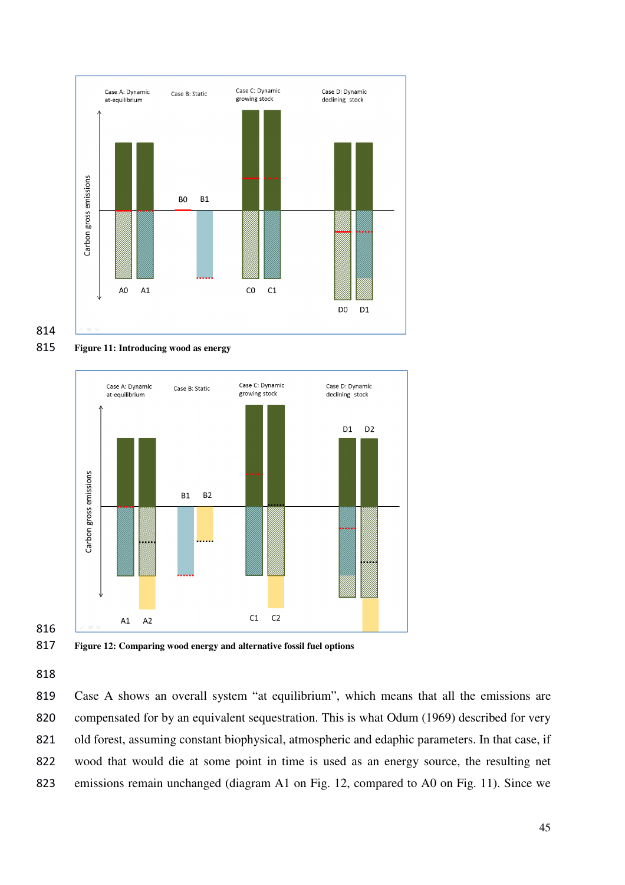Figure 11: Introducing wood as energy

Figure 12: Comparing wood energy and alternative fossil fuel options

Case A shows an overall system "at equilibrium", which means that all the emissions are compensated for by an equivalent sequestration. This is what Odum (1969) described for very old forest, assuming constant biophysical, atmospheric and edaphic parameters. In that case, if wood that would die at some point in time is used as an energy source, the resulting net emissions remain unchanged (diagram A1 on Fig. 12, compared to A0 on Fig. 11). Since we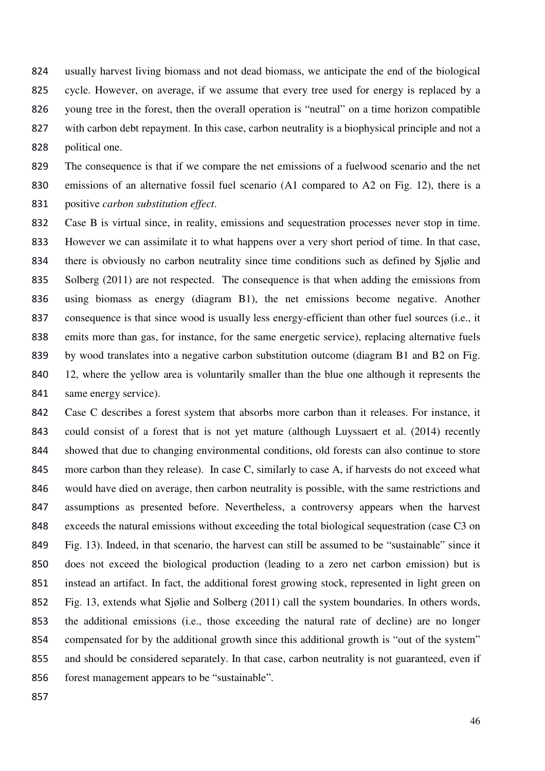usually harvest living biomass and not dead biomass, we anticipate the end of the biological cycle. However, on average, if we assume that every tree used for energy is replaced by a young tree in the forest, then the overall operation is "neutral" on a time horizon compatible with carbon debt repayment. In this case, carbon neutrality is a biophysical principle and not a political one.

The consequence is that if we compare the net emissions of a fuelwood scenario and the net emissions of an alternative fossil fuel scenario (A1 compared to A2 on Fig. 12), there is a positive *carbon substitution effect*.

Case B is virtual since, in reality, emissions and sequestration processes never stop in time. However we can assimilate it to what happens over a very short period of time. In that case, there is obviously no carbon neutrality since time conditions such as defined by Sjølie and Solberg (2011) are not respected. The consequence is that when adding the emissions from using biomass as energy (diagram B1), the net emissions become negative. Another consequence is that since wood is usually less energy-efficient than other fuel sources (i.e., it emits more than gas, for instance, for the same energetic service), replacing alternative fuels by wood translates into a negative carbon substitution outcome (diagram B1 and B2 on Fig. 12, where the yellow area is voluntarily smaller than the blue one although it represents the same energy service).

Case C describes a forest system that absorbs more carbon than it releases. For instance, it could consist of a forest that is not yet mature (although Luyssaert et al. (2014) recently showed that due to changing environmental conditions, old forests can also continue to store more carbon than they release). In case C, similarly to case A, if harvests do not exceed what would have died on average, then carbon neutrality is possible, with the same restrictions and assumptions as presented before. Nevertheless, a controversy appears when the harvest exceeds the natural emissions without exceeding the total biological sequestration (case C3 on Fig. 13). Indeed, in that scenario, the harvest can still be assumed to be "sustainable" since it does not exceed the biological production (leading to a zero net carbon emission) but is instead an artifact. In fact, the additional forest growing stock, represented in light green on Fig. 13, extends what Sjølie and Solberg (2011) call the system boundaries. In others words, the additional emissions (i.e., those exceeding the natural rate of decline) are no longer compensated for by the additional growth since this additional growth is "out of the system" and should be considered separately. In that case, carbon neutrality is not guaranteed, even if forest management appears to be "sustainable".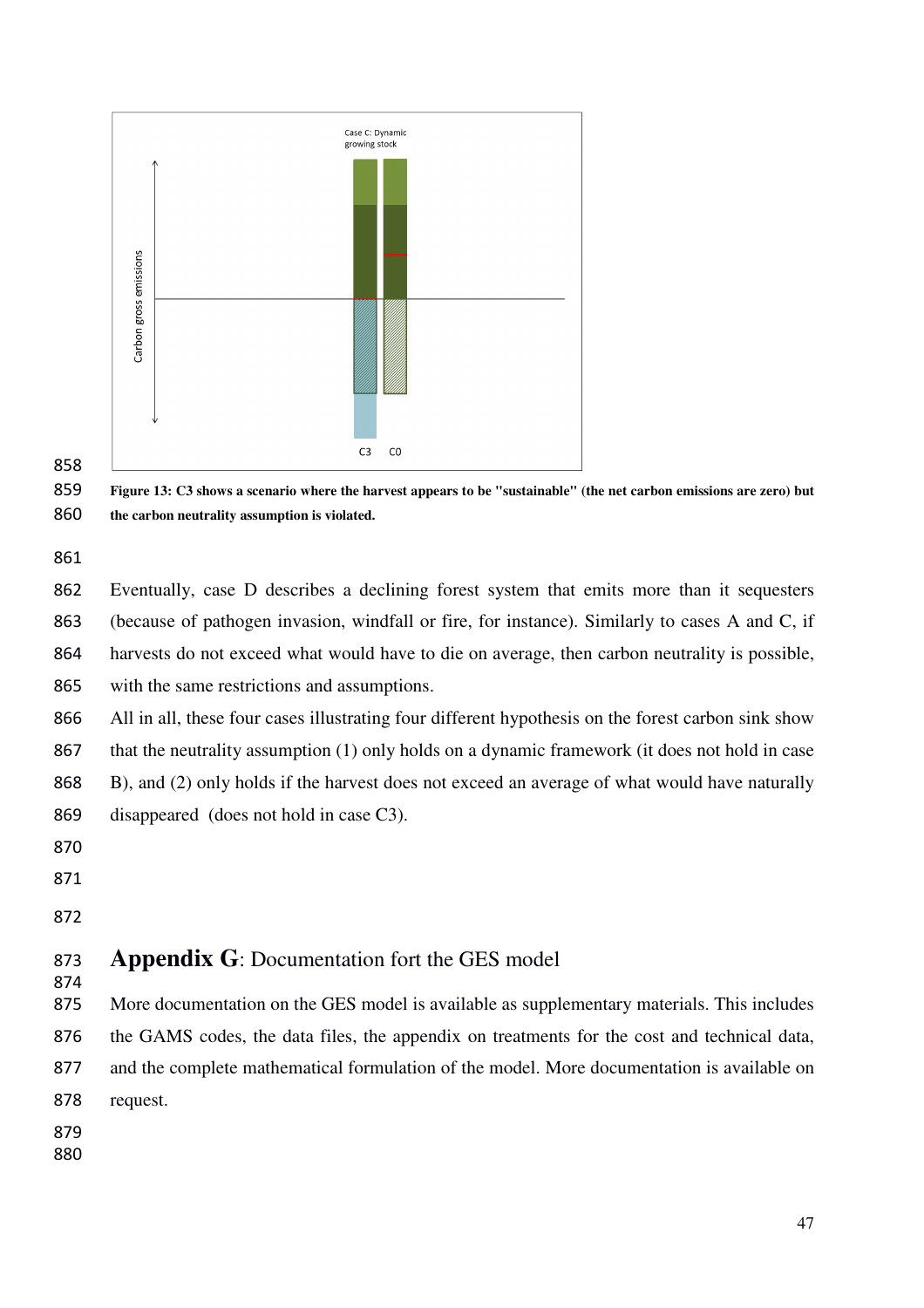Case C: Dynamic growing stock

Carbon gross emissions

C3 C0

**Figure 13: C3 shows a scenario where the harvest appears to be "sustainable" (the net carbon emissions are zero) but the carbon neutrality assumption is violated.**

Eventually, case D describes a declining forest system that emits more than it sequesters (because of pathogen invasion, windfall or fire, for instance). Similarly to cases A and C, if harvests do not exceed what would have to die on average, then carbon neutrality is possible, with the same restrictions and assumptions.

All in all, these four cases illustrating four different hypothesis on the forest carbon sink show that the neutrality assumption (1) only holds on a dynamic framework (it does not hold in case B), and (2) only holds if the harvest does not exceed an average of what would have naturally disappeared (does not hold in case C3).

# **Appendix G**: Documentation fort the GES model

More documentation on the GES model is available as supplementary materials. This includes the GAMS codes, the data files, the appendix on treatments for the cost and technical data, and the complete mathematical formulation of the model. More documentation is available on request.